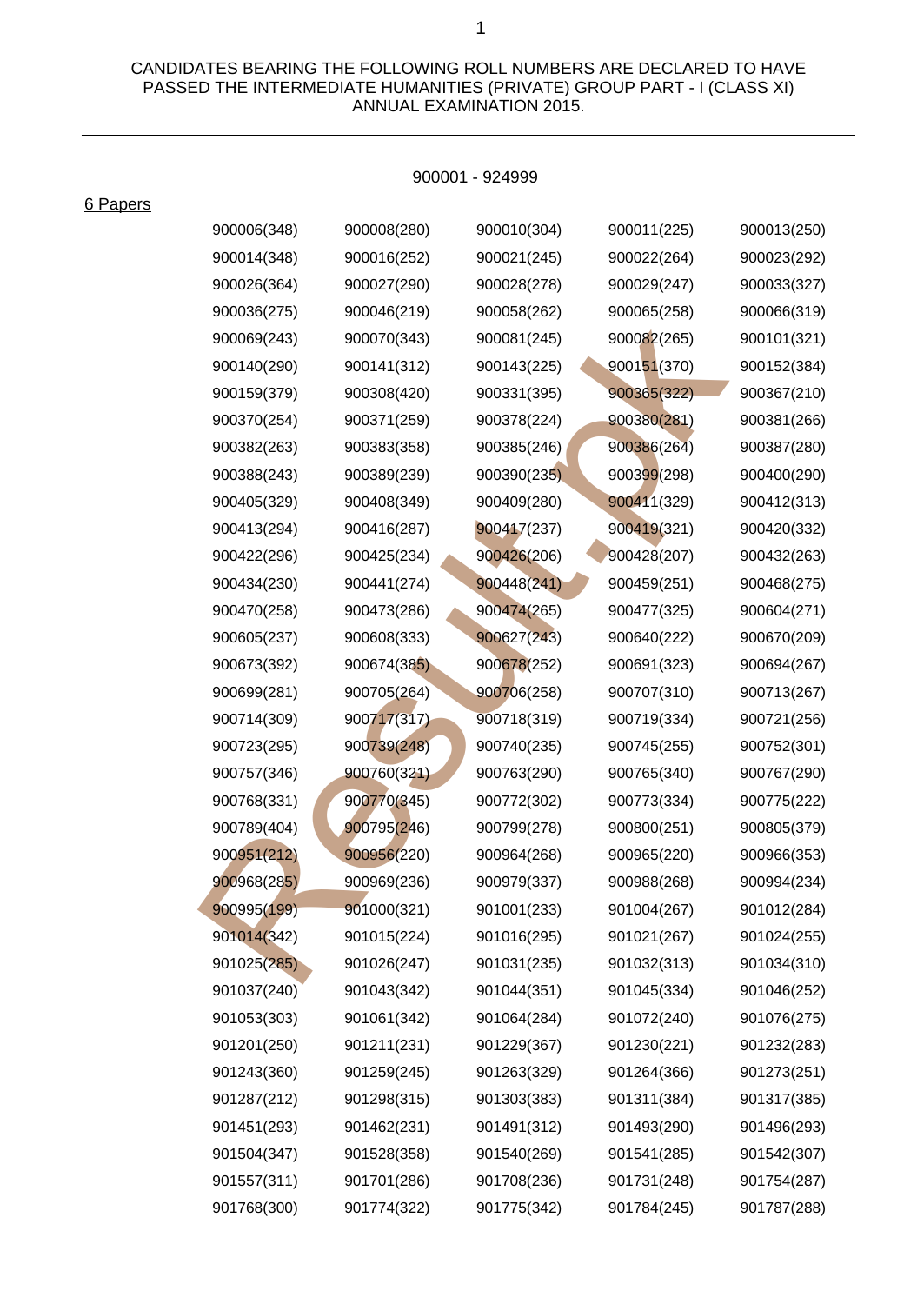CANDIDATES BEARING THE FOLLOWING ROLL NUMBERS ARE DECLARED TO HAVE PASSED THE INTERMEDIATE HUMANITIES (PRIVATE) GROUP PART - I (CLASS XI) ANNUAL EXAMINATION 2015.

---

900001 - 924999

6 Papers

| | | | | |
|---|---|---|---|---|
| 900006(348) | 900008(280) | 900010(304) | 900011(225) | 900013(250) |
| 900014(348) | 900016(252) | 900021(245) | 900022(264) | 900023(292) |
| 900026(364) | 900027(290) | 900028(278) | 900029(247) | 900033(327) |
| 900036(275) | 900046(219) | 900058(262) | 900065(258) | 900066(319) |
| 900069(243) | 900070(343) | 900081(245) | 900082(265) | 900101(321) |
| 900140(290) | 900141(312) | 900143(225) | 900151(370) | 900152(384) |
| 900159(379) | 900308(420) | 900331(395) | 900365(322) | 900367(210) |
| 900370(254) | 900371(259) | 900378(224) | 900380(281) | 900381(266) |
| 900382(263) | 900383(358) | 900385(246) | 900386(264) | 900387(280) |
| 900388(243) | 900389(239) | 900390(235) | 900399(298) | 900400(290) |
| 900405(329) | 900408(349) | 900409(280) | 900411(329) | 900412(313) |
| 900413(294) | 900416(287) | 900417(237) | 900419(321) | 900420(332) |
| 900422(296) | 900425(234) | 900426(206) | 900428(207) | 900432(263) |
| 900434(230) | 900441(274) | 900448(241) | 900459(251) | 900468(275) |
| 900470(258) | 900473(286) | 900474(265) | 900477(325) | 900604(271) |
| 900605(237) | 900608(333) | 900627(243) | 900640(222) | 900670(209) |
| 900673(392) | 900674(385) | 900678(252) | 900691(323) | 900694(267) |
| 900699(281) | 900705(264) | 900706(258) | 900707(310) | 900713(267) |
| 900714(309) | 900717(317) | 900718(319) | 900719(334) | 900721(256) |
| 900723(295) | 900739(248) | 900740(235) | 900745(255) | 900752(301) |
| 900757(346) | 900760(321) | 900763(290) | 900765(340) | 900767(290) |
| 900768(331) | 900770(345) | 900772(302) | 900773(334) | 900775(222) |
| 900789(404) | 900795(246) | 900799(278) | 900800(251) | 900805(379) |
| 900951(212) | 900956(220) | 900964(268) | 900965(220) | 900966(353) |
| 900968(285) | 900969(236) | 900979(337) | 900988(268) | 900994(234) |
| 900995(199) | 901000(321) | 901001(233) | 901004(267) | 901012(284) |
| 901014(342) | 901015(224) | 901016(295) | 901021(267) | 901024(255) |
| 901025(285) | 901026(247) | 901031(235) | 901032(313) | 901034(310) |
| 901037(240) | 901043(342) | 901044(351) | 901045(334) | 901046(252) |
| 901053(303) | 901061(342) | 901064(284) | 901072(240) | 901076(275) |
| 901201(250) | 901211(231) | 901229(367) | 901230(221) | 901232(283) |
| 901243(360) | 901259(245) | 901263(329) | 901264(366) | 901273(251) |
| 901287(212) | 901298(315) | 901303(383) | 901311(384) | 901317(385) |
| 901451(293) | 901462(231) | 901491(312) | 901493(290) | 901496(293) |
| 901504(347) | 901528(358) | 901540(269) | 901541(285) | 901542(307) |
| 901557(311) | 901701(286) | 901708(236) | 901731(248) | 901754(287) |
| 901768(300) | 901774(322) | 901775(342) | 901784(245) | 901787(288) |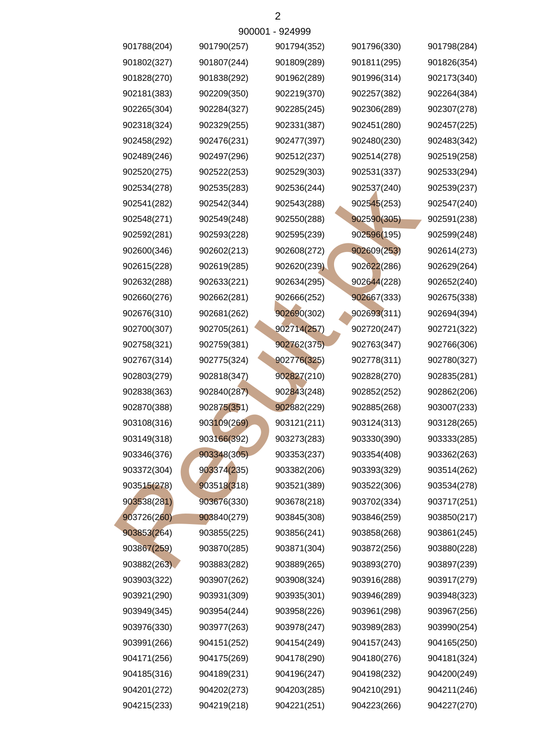900001 - 924999

| | | | | |
|---|---|---|---|---|
| 901788(204) | 901790(257) | 901794(352) | 901796(330) | 901798(284) |
| 901802(327) | 901807(244) | 901809(289) | 901811(295) | 901826(354) |
| 901828(270) | 901838(292) | 901962(289) | 901996(314) | 902173(340) |
| 902181(383) | 902209(350) | 902219(370) | 902257(382) | 902264(384) |
| 902265(304) | 902284(327) | 902285(245) | 902306(289) | 902307(278) |
| 902318(324) | 902329(255) | 902331(387) | 902451(280) | 902457(225) |
| 902458(292) | 902476(231) | 902477(397) | 902480(230) | 902483(342) |
| 902489(246) | 902497(296) | 902512(237) | 902514(278) | 902519(258) |
| 902520(275) | 902522(253) | 902529(303) | 902531(337) | 902533(294) |
| 902534(278) | 902535(283) | 902536(244) | 902537(240) | 902539(237) |
| 902541(282) | 902542(344) | 902543(288) | 902545(253) | 902547(240) |
| 902548(271) | 902549(248) | 902550(288) | 902590(305) | 902591(238) |
| 902592(281) | 902593(228) | 902595(239) | 902596(195) | 902599(248) |
| 902600(346) | 902602(213) | 902608(272) | 902609(253) | 902614(273) |
| 902615(228) | 902619(285) | 902620(239) | 902622(286) | 902629(264) |
| 902632(288) | 902633(221) | 902634(295) | 902644(228) | 902652(240) |
| 902660(276) | 902662(281) | 902666(252) | 902667(333) | 902675(338) |
| 902676(310) | 902681(262) | 902690(302) | 902693(311) | 902694(394) |
| 902700(307) | 902705(261) | 902714(257) | 902720(247) | 902721(322) |
| 902758(321) | 902759(381) | 902762(375) | 902763(347) | 902766(306) |
| 902767(314) | 902775(324) | 902776(325) | 902778(311) | 902780(327) |
| 902803(279) | 902818(347) | 902827(210) | 902828(270) | 902835(281) |
| 902838(363) | 902840(287) | 902843(248) | 902852(252) | 902862(206) |
| 902870(388) | 902875(351) | 902882(229) | 902885(268) | 903007(233) |
| 903108(316) | 903109(269) | 903121(211) | 903124(313) | 903128(265) |
| 903149(318) | 903166(392) | 903273(283) | 903330(390) | 903333(285) |
| 903346(376) | 903348(305) | 903353(237) | 903354(408) | 903362(263) |
| 903372(304) | 903374(235) | 903382(206) | 903393(329) | 903514(262) |
| 903515(278) | 903518(318) | 903521(389) | 903522(306) | 903534(278) |
| 903538(281) | 903676(330) | 903678(218) | 903702(334) | 903717(251) |
| 903726(260) | 903840(279) | 903845(308) | 903846(259) | 903850(217) |
| 903853(264) | 903855(225) | 903856(241) | 903858(268) | 903861(245) |
| 903867(259) | 903870(285) | 903871(304) | 903872(256) | 903880(228) |
| 903882(263) | 903883(282) | 903889(265) | 903893(270) | 903897(239) |
| 903903(322) | 903907(262) | 903908(324) | 903916(288) | 903917(279) |
| 903921(290) | 903931(309) | 903935(301) | 903946(289) | 903948(323) |
| 903949(345) | 903954(244) | 903958(226) | 903961(298) | 903967(256) |
| 903976(330) | 903977(263) | 903978(247) | 903989(283) | 903990(254) |
| 903991(266) | 904151(252) | 904154(249) | 904157(243) | 904165(250) |
| 904171(256) | 904175(269) | 904178(290) | 904180(276) | 904181(324) |
| 904185(316) | 904189(231) | 904196(247) | 904198(232) | 904200(249) |
| 904201(272) | 904202(273) | 904203(285) | 904210(291) | 904211(246) |
| 904215(233) | 904219(218) | 904221(251) | 904223(266) | 904227(270) |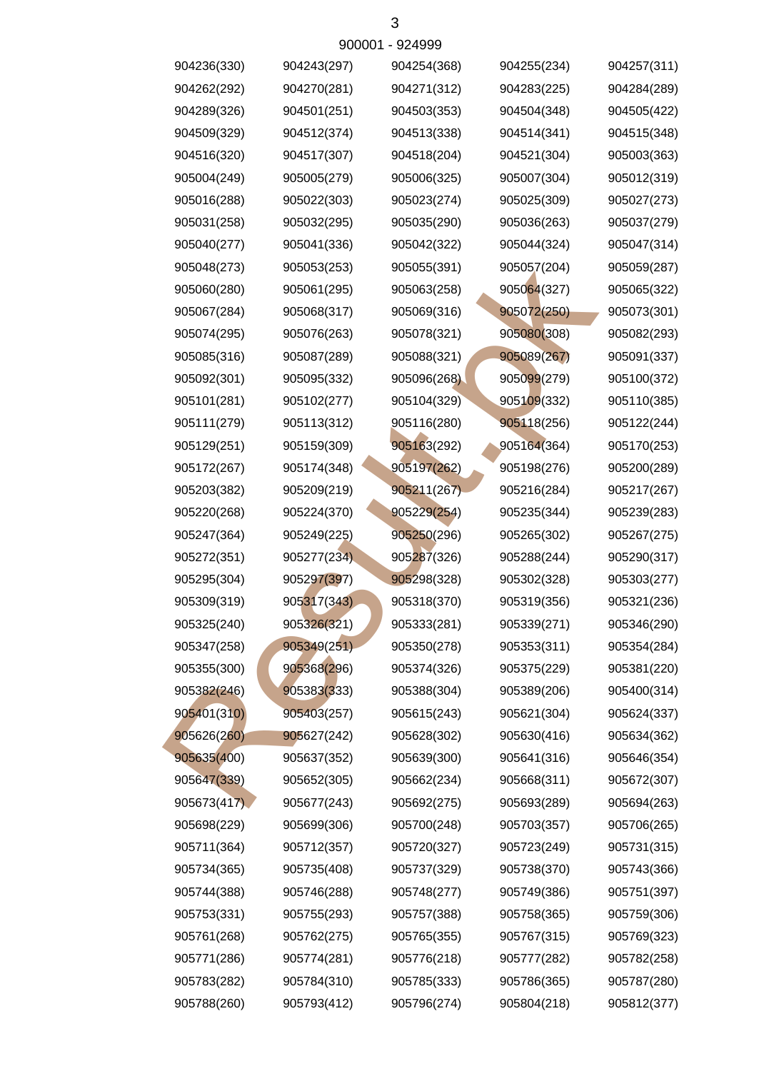900001 - 924999

| | | | | |
|---|---|---|---|---|
| 904236(330) | 904243(297) | 904254(368) | 904255(234) | 904257(311) |
| 904262(292) | 904270(281) | 904271(312) | 904283(225) | 904284(289) |
| 904289(326) | 904501(251) | 904503(353) | 904504(348) | 904505(422) |
| 904509(329) | 904512(374) | 904513(338) | 904514(341) | 904515(348) |
| 904516(320) | 904517(307) | 904518(204) | 904521(304) | 905003(363) |
| 905004(249) | 905005(279) | 905006(325) | 905007(304) | 905012(319) |
| 905016(288) | 905022(303) | 905023(274) | 905025(309) | 905027(273) |
| 905031(258) | 905032(295) | 905035(290) | 905036(263) | 905037(279) |
| 905040(277) | 905041(336) | 905042(322) | 905044(324) | 905047(314) |
| 905048(273) | 905053(253) | 905055(391) | 905057(204) | 905059(287) |
| 905060(280) | 905061(295) | 905063(258) | 905064(327) | 905065(322) |
| 905067(284) | 905068(317) | 905069(316) | 905072(250) | 905073(301) |
| 905074(295) | 905076(263) | 905078(321) | 905080(308) | 905082(293) |
| 905085(316) | 905087(289) | 905088(321) | 905089(267) | 905091(337) |
| 905092(301) | 905095(332) | 905096(268) | 905099(279) | 905100(372) |
| 905101(281) | 905102(277) | 905104(329) | 905109(332) | 905110(385) |
| 905111(279) | 905113(312) | 905116(280) | 905118(256) | 905122(244) |
| 905129(251) | 905159(309) | 905163(292) | 905164(364) | 905170(253) |
| 905172(267) | 905174(348) | 905197(262) | 905198(276) | 905200(289) |
| 905203(382) | 905209(219) | 905211(267) | 905216(284) | 905217(267) |
| 905220(268) | 905224(370) | 905229(254) | 905235(344) | 905239(283) |
| 905247(364) | 905249(225) | 905250(296) | 905265(302) | 905267(275) |
| 905272(351) | 905277(234) | 905287(326) | 905288(244) | 905290(317) |
| 905295(304) | 905297(397) | 905298(328) | 905302(328) | 905303(277) |
| 905309(319) | 905317(343) | 905318(370) | 905319(356) | 905321(236) |
| 905325(240) | 905326(321) | 905333(281) | 905339(271) | 905346(290) |
| 905347(258) | 905349(251) | 905350(278) | 905353(311) | 905354(284) |
| 905355(300) | 905368(296) | 905374(326) | 905375(229) | 905381(220) |
| 905382(246) | 905383(333) | 905388(304) | 905389(206) | 905400(314) |
| 905401(310) | 905403(257) | 905615(243) | 905621(304) | 905624(337) |
| 905626(260) | 905627(242) | 905628(302) | 905630(416) | 905634(362) |
| 905635(400) | 905637(352) | 905639(300) | 905641(316) | 905646(354) |
| 905647(339) | 905652(305) | 905662(234) | 905668(311) | 905672(307) |
| 905673(417) | 905677(243) | 905692(275) | 905693(289) | 905694(263) |
| 905698(229) | 905699(306) | 905700(248) | 905703(357) | 905706(265) |
| 905711(364) | 905712(357) | 905720(327) | 905723(249) | 905731(315) |
| 905734(365) | 905735(408) | 905737(329) | 905738(370) | 905743(366) |
| 905744(388) | 905746(288) | 905748(277) | 905749(386) | 905751(397) |
| 905753(331) | 905755(293) | 905757(388) | 905758(365) | 905759(306) |
| 905761(268) | 905762(275) | 905765(355) | 905767(315) | 905769(323) |
| 905771(286) | 905774(281) | 905776(218) | 905777(282) | 905782(258) |
| 905783(282) | 905784(310) | 905785(333) | 905786(365) | 905787(280) |
| 905788(260) | 905793(412) | 905796(274) | 905804(218) | 905812(377) |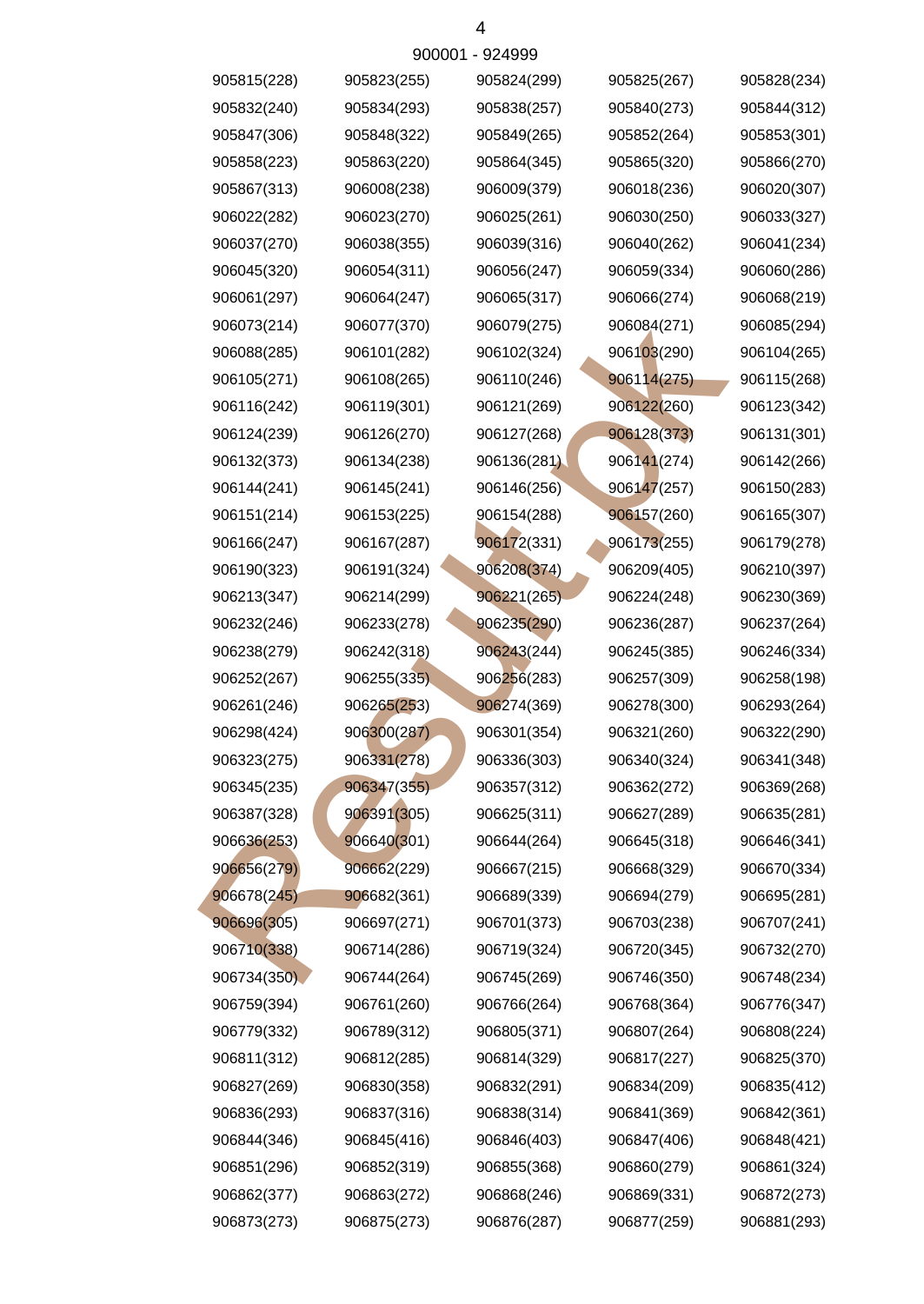900001 - 924999

| | | | | |
|---|---|---|---|---|
| 905815(228) | 905823(255) | 905824(299) | 905825(267) | 905828(234) |
| 905832(240) | 905834(293) | 905838(257) | 905840(273) | 905844(312) |
| 905847(306) | 905848(322) | 905849(265) | 905852(264) | 905853(301) |
| 905858(223) | 905863(220) | 905864(345) | 905865(320) | 905866(270) |
| 905867(313) | 906008(238) | 906009(379) | 906018(236) | 906020(307) |
| 906022(282) | 906023(270) | 906025(261) | 906030(250) | 906033(327) |
| 906037(270) | 906038(355) | 906039(316) | 906040(262) | 906041(234) |
| 906045(320) | 906054(311) | 906056(247) | 906059(334) | 906060(286) |
| 906061(297) | 906064(247) | 906065(317) | 906066(274) | 906068(219) |
| 906073(214) | 906077(370) | 906079(275) | 906084(271) | 906085(294) |
| 906088(285) | 906101(282) | 906102(324) | 906103(290) | 906104(265) |
| 906105(271) | 906108(265) | 906110(246) | 906114(275) | 906115(268) |
| 906116(242) | 906119(301) | 906121(269) | 906122(260) | 906123(342) |
| 906124(239) | 906126(270) | 906127(268) | 906128(373) | 906131(301) |
| 906132(373) | 906134(238) | 906136(281) | 906141(274) | 906142(266) |
| 906144(241) | 906145(241) | 906146(256) | 906147(257) | 906150(283) |
| 906151(214) | 906153(225) | 906154(288) | 906157(260) | 906165(307) |
| 906166(247) | 906167(287) | 906172(331) | 906173(255) | 906179(278) |
| 906190(323) | 906191(324) | 906208(374) | 906209(405) | 906210(397) |
| 906213(347) | 906214(299) | 906221(265) | 906224(248) | 906230(369) |
| 906232(246) | 906233(278) | 906235(290) | 906236(287) | 906237(264) |
| 906238(279) | 906242(318) | 906243(244) | 906245(385) | 906246(334) |
| 906252(267) | 906255(335) | 906256(283) | 906257(309) | 906258(198) |
| 906261(246) | 906265(253) | 906274(369) | 906278(300) | 906293(264) |
| 906298(424) | 906300(287) | 906301(354) | 906321(260) | 906322(290) |
| 906323(275) | 906331(278) | 906336(303) | 906340(324) | 906341(348) |
| 906345(235) | 906347(355) | 906357(312) | 906362(272) | 906369(268) |
| 906387(328) | 906391(305) | 906625(311) | 906627(289) | 906635(281) |
| 906636(253) | 906640(301) | 906644(264) | 906645(318) | 906646(341) |
| 906656(279) | 906662(229) | 906667(215) | 906668(329) | 906670(334) |
| 906678(245) | 906682(361) | 906689(339) | 906694(279) | 906695(281) |
| 906696(305) | 906697(271) | 906701(373) | 906703(238) | 906707(241) |
| 906710(338) | 906714(286) | 906719(324) | 906720(345) | 906732(270) |
| 906734(350) | 906744(264) | 906745(269) | 906746(350) | 906748(234) |
| 906759(394) | 906761(260) | 906766(264) | 906768(364) | 906776(347) |
| 906779(332) | 906789(312) | 906805(371) | 906807(264) | 906808(224) |
| 906811(312) | 906812(285) | 906814(329) | 906817(227) | 906825(370) |
| 906827(269) | 906830(358) | 906832(291) | 906834(209) | 906835(412) |
| 906836(293) | 906837(316) | 906838(314) | 906841(369) | 906842(361) |
| 906844(346) | 906845(416) | 906846(403) | 906847(406) | 906848(421) |
| 906851(296) | 906852(319) | 906855(368) | 906860(279) | 906861(324) |
| 906862(377) | 906863(272) | 906868(246) | 906869(331) | 906872(273) |
| 906873(273) | 906875(273) | 906876(287) | 906877(259) | 906881(293) |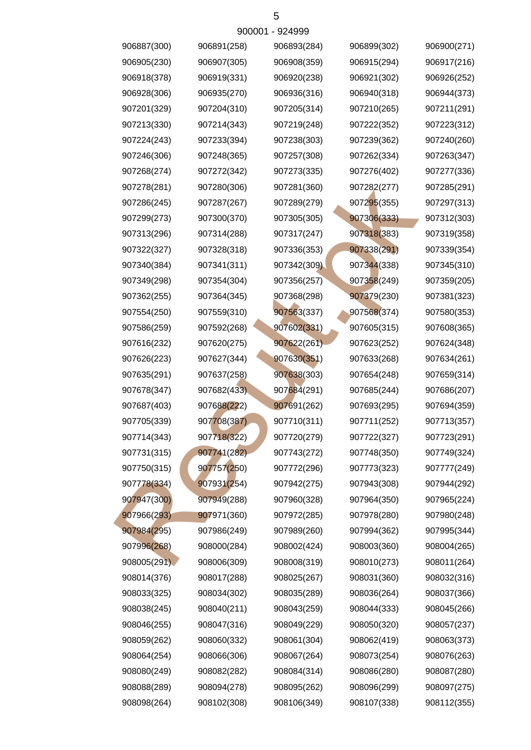900001 - 924999

906887(300) 906891(258) 906893(284) 906899(302) 906900(271)
906905(230) 906907(305) 906908(359) 906915(294) 906917(216)
906918(378) 906919(331) 906920(238) 906921(302) 906926(252)
906928(306) 906935(270) 906936(316) 906940(318) 906944(373)
907201(329) 907204(310) 907205(314) 907210(265) 907211(291)
907213(330) 907214(343) 907219(248) 907222(352) 907223(312)
907224(243) 907233(394) 907238(303) 907239(362) 907240(260)
907246(306) 907248(365) 907257(308) 907262(334) 907263(347)
907268(274) 907272(342) 907273(335) 907276(402) 907277(336)
907278(281) 907280(306) 907281(360) 907282(277) 907285(291)
907286(245) 907287(267) 907289(279) 907295(355) 907297(313)
907299(273) 907300(370) 907305(305) 907306(333) 907312(303)
907313(296) 907314(288) 907317(247) 907318(383) 907319(358)
907322(327) 907328(318) 907336(353) 907338(291) 907339(354)
907340(384) 907341(311) 907342(309) 907344(338) 907345(310)
907349(298) 907354(304) 907356(257) 907358(249) 907359(205)
907362(255) 907364(345) 907368(298) 907379(230) 907381(323)
907554(250) 907559(310) 907563(337) 907568(374) 907580(353)
907586(259) 907592(268) 907602(331) 907605(315) 907608(365)
907616(232) 907620(275) 907622(261) 907623(252) 907624(348)
907626(223) 907627(344) 907630(351) 907633(268) 907634(261)
907635(291) 907637(258) 907638(303) 907654(248) 907659(314)
907678(347) 907682(433) 907684(291) 907685(244) 907686(207)
907687(403) 907688(222) 907691(262) 907693(295) 907694(359)
907705(339) 907708(387) 907710(311) 907711(252) 907713(357)
907714(343) 907718(322) 907720(279) 907722(327) 907723(291)
907731(315) 907741(282) 907743(272) 907748(350) 907749(324)
907750(315) 907757(250) 907772(296) 907773(323) 907777(249)
907778(334) 907931(254) 907942(275) 907943(308) 907944(292)
907947(300) 907949(288) 907960(328) 907964(350) 907965(224)
907966(293) 907971(360) 907972(285) 907978(280) 907980(248)
907984(295) 907986(249) 907989(260) 907994(362) 907995(344)
907996(268) 908000(284) 908002(424) 908003(360) 908004(265)
908005(291) 908006(309) 908008(319) 908010(273) 908011(264)
908014(376) 908017(288) 908025(267) 908031(360) 908032(316)
908033(325) 908034(302) 908035(289) 908036(264) 908037(366)
908038(245) 908040(211) 908043(259) 908044(333) 908045(266)
908046(255) 908047(316) 908049(229) 908050(320) 908057(237)
908059(262) 908060(332) 908061(304) 908062(419) 908063(373)
908064(254) 908066(306) 908067(264) 908073(254) 908076(263)
908080(249) 908082(282) 908084(314) 908086(280) 908087(280)
908088(289) 908094(278) 908095(262) 908096(299) 908097(275)
908098(264) 908102(308) 908106(349) 908107(338) 908112(355)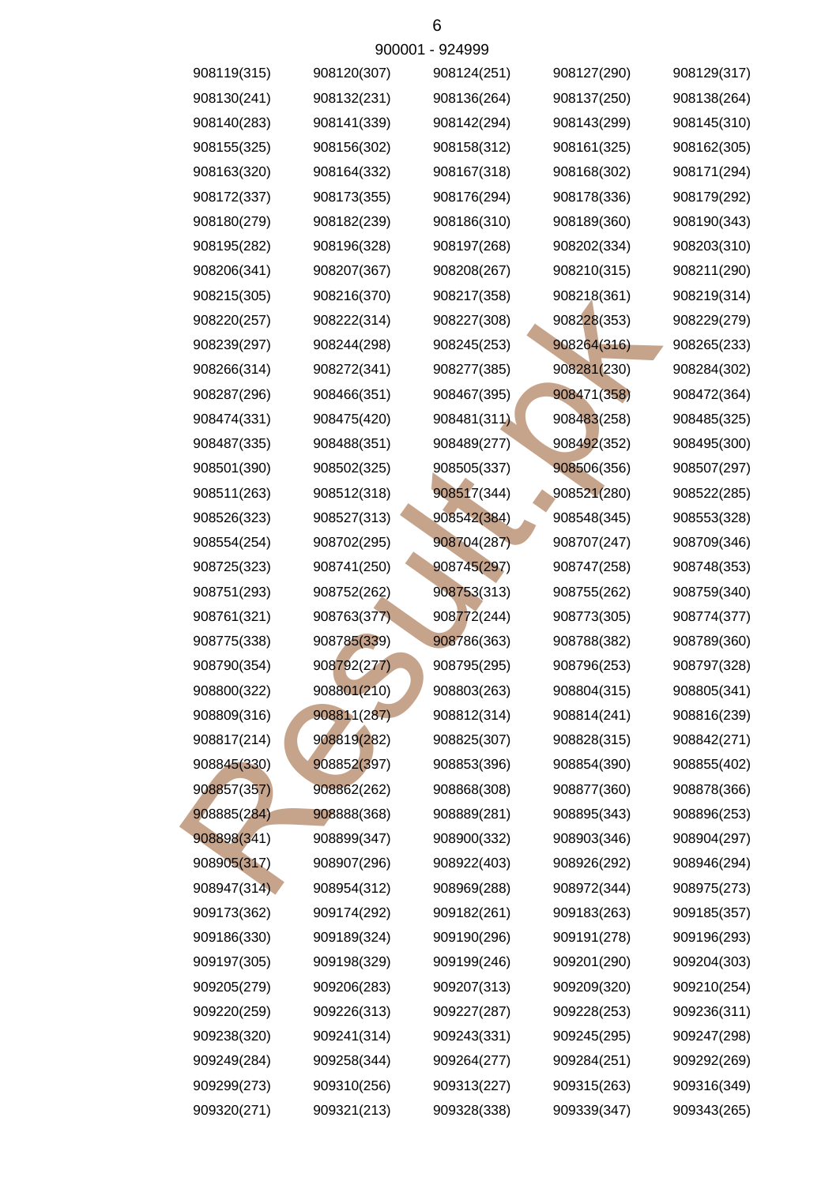900001 - 924999

| | | | | |
|---|---|---|---|---|
| 908119(315) | 908120(307) | 908124(251) | 908127(290) | 908129(317) |
| 908130(241) | 908132(231) | 908136(264) | 908137(250) | 908138(264) |
| 908140(283) | 908141(339) | 908142(294) | 908143(299) | 908145(310) |
| 908155(325) | 908156(302) | 908158(312) | 908161(325) | 908162(305) |
| 908163(320) | 908164(332) | 908167(318) | 908168(302) | 908171(294) |
| 908172(337) | 908173(355) | 908176(294) | 908178(336) | 908179(292) |
| 908180(279) | 908182(239) | 908186(310) | 908189(360) | 908190(343) |
| 908195(282) | 908196(328) | 908197(268) | 908202(334) | 908203(310) |
| 908206(341) | 908207(367) | 908208(267) | 908210(315) | 908211(290) |
| 908215(305) | 908216(370) | 908217(358) | 908218(361) | 908219(314) |
| 908220(257) | 908222(314) | 908227(308) | 908228(353) | 908229(279) |
| 908239(297) | 908244(298) | 908245(253) | 908264(316) | 908265(233) |
| 908266(314) | 908272(341) | 908277(385) | 908281(230) | 908284(302) |
| 908287(296) | 908466(351) | 908467(395) | 908471(358) | 908472(364) |
| 908474(331) | 908475(420) | 908481(311) | 908483(258) | 908485(325) |
| 908487(335) | 908488(351) | 908489(277) | 908492(352) | 908495(300) |
| 908501(390) | 908502(325) | 908505(337) | 908506(356) | 908507(297) |
| 908511(263) | 908512(318) | 908517(344) | 908521(280) | 908522(285) |
| 908526(323) | 908527(313) | 908542(384) | 908548(345) | 908553(328) |
| 908554(254) | 908702(295) | 908704(287) | 908707(247) | 908709(346) |
| 908725(323) | 908741(250) | 908745(297) | 908747(258) | 908748(353) |
| 908751(293) | 908752(262) | 908753(313) | 908755(262) | 908759(340) |
| 908761(321) | 908763(377) | 908772(244) | 908773(305) | 908774(377) |
| 908775(338) | 908785(339) | 908786(363) | 908788(382) | 908789(360) |
| 908790(354) | 908792(277) | 908795(295) | 908796(253) | 908797(328) |
| 908800(322) | 908801(210) | 908803(263) | 908804(315) | 908805(341) |
| 908809(316) | 908811(287) | 908812(314) | 908814(241) | 908816(239) |
| 908817(214) | 908819(282) | 908825(307) | 908828(315) | 908842(271) |
| 908845(330) | 908852(397) | 908853(396) | 908854(390) | 908855(402) |
| 908857(357) | 908862(262) | 908868(308) | 908877(360) | 908878(366) |
| 908885(284) | 908888(368) | 908889(281) | 908895(343) | 908896(253) |
| 908898(341) | 908899(347) | 908900(332) | 908903(346) | 908904(297) |
| 908905(317) | 908907(296) | 908922(403) | 908926(292) | 908946(294) |
| 908947(314) | 908954(312) | 908969(288) | 908972(344) | 908975(273) |
| 909173(362) | 909174(292) | 909182(261) | 909183(263) | 909185(357) |
| 909186(330) | 909189(324) | 909190(296) | 909191(278) | 909196(293) |
| 909197(305) | 909198(329) | 909199(246) | 909201(290) | 909204(303) |
| 909205(279) | 909206(283) | 909207(313) | 909209(320) | 909210(254) |
| 909220(259) | 909226(313) | 909227(287) | 909228(253) | 909236(311) |
| 909238(320) | 909241(314) | 909243(331) | 909245(295) | 909247(298) |
| 909249(284) | 909258(344) | 909264(277) | 909284(251) | 909292(269) |
| 909299(273) | 909310(256) | 909313(227) | 909315(263) | 909316(349) |
| 909320(271) | 909321(213) | 909328(338) | 909339(347) | 909343(265) |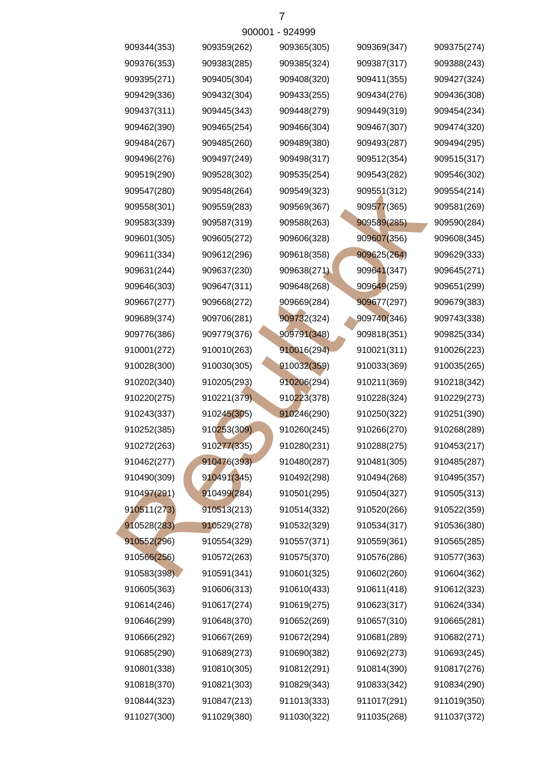900001 - 924999

| | | | | |
|---|---|---|---|---|
| 909344(353) | 909359(262) | 909365(305) | 909369(347) | 909375(274) |
| 909376(353) | 909383(285) | 909385(324) | 909387(317) | 909388(243) |
| 909395(271) | 909405(304) | 909408(320) | 909411(355) | 909427(324) |
| 909429(336) | 909432(304) | 909433(255) | 909434(276) | 909436(308) |
| 909437(311) | 909445(343) | 909448(279) | 909449(319) | 909454(234) |
| 909462(390) | 909465(254) | 909466(304) | 909467(307) | 909474(320) |
| 909484(267) | 909485(260) | 909489(380) | 909493(287) | 909494(295) |
| 909496(276) | 909497(249) | 909498(317) | 909512(354) | 909515(317) |
| 909519(290) | 909528(302) | 909535(254) | 909543(282) | 909546(302) |
| 909547(280) | 909548(264) | 909549(323) | 909551(312) | 909554(214) |
| 909558(301) | 909559(283) | 909569(367) | 909577(365) | 909581(269) |
| 909583(339) | 909587(319) | 909588(263) | 909589(285) | 909590(284) |
| 909601(305) | 909605(272) | 909606(328) | 909607(356) | 909608(345) |
| 909611(334) | 909612(296) | 909618(358) | 909625(264) | 909629(333) |
| 909631(244) | 909637(230) | 909638(271) | 909641(347) | 909645(271) |
| 909646(303) | 909647(311) | 909648(268) | 909649(259) | 909651(299) |
| 909667(277) | 909668(272) | 909669(284) | 909677(297) | 909679(383) |
| 909689(374) | 909706(281) | 909732(324) | 909740(346) | 909743(338) |
| 909776(386) | 909779(376) | 909791(348) | 909818(351) | 909825(334) |
| 910001(272) | 910010(263) | 910016(294) | 910021(311) | 910026(223) |
| 910028(300) | 910030(305) | 910032(359) | 910033(369) | 910035(265) |
| 910202(340) | 910205(293) | 910206(294) | 910211(369) | 910218(342) |
| 910220(275) | 910221(379) | 910223(378) | 910228(324) | 910229(273) |
| 910243(337) | 910245(305) | 910246(290) | 910250(322) | 910251(390) |
| 910252(385) | 910253(309) | 910260(245) | 910266(270) | 910268(289) |
| 910272(263) | 910277(335) | 910280(231) | 910288(275) | 910453(217) |
| 910462(277) | 910476(393) | 910480(287) | 910481(305) | 910485(287) |
| 910490(309) | 910491(345) | 910492(298) | 910494(268) | 910495(357) |
| 910497(291) | 910499(284) | 910501(295) | 910504(327) | 910505(313) |
| 910511(273) | 910513(213) | 910514(332) | 910520(266) | 910522(359) |
| 910528(283) | 910529(278) | 910532(329) | 910534(317) | 910536(380) |
| 910552(296) | 910554(329) | 910557(371) | 910559(361) | 910565(285) |
| 910566(256) | 910572(263) | 910575(370) | 910576(286) | 910577(363) |
| 910583(398) | 910591(341) | 910601(325) | 910602(260) | 910604(362) |
| 910605(363) | 910606(313) | 910610(433) | 910611(418) | 910612(323) |
| 910614(246) | 910617(274) | 910619(275) | 910623(317) | 910624(334) |
| 910646(299) | 910648(370) | 910652(269) | 910657(310) | 910665(281) |
| 910666(292) | 910667(269) | 910672(294) | 910681(289) | 910682(271) |
| 910685(290) | 910689(273) | 910690(382) | 910692(273) | 910693(245) |
| 910801(338) | 910810(305) | 910812(291) | 910814(390) | 910817(276) |
| 910818(370) | 910821(303) | 910829(343) | 910833(342) | 910834(290) |
| 910844(323) | 910847(213) | 911013(333) | 911017(291) | 911019(350) |
| 911027(300) | 911029(380) | 911030(322) | 911035(268) | 911037(372) |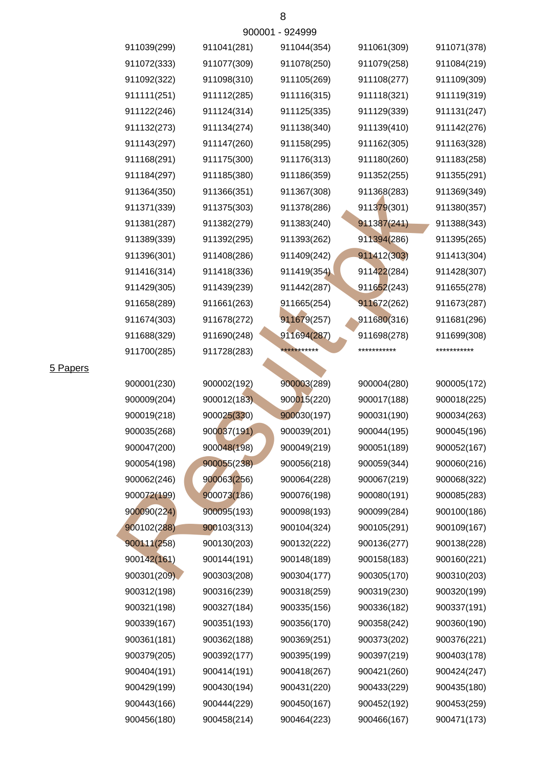900001 - 924999

| | | | | |
|---|---|---|---|---|
| 911039(299) | 911041(281) | 911044(354) | 911061(309) | 911071(378) |
| 911072(333) | 911077(309) | 911078(250) | 911079(258) | 911084(219) |
| 911092(322) | 911098(310) | 911105(269) | 911108(277) | 911109(309) |
| 911111(251) | 911112(285) | 911116(315) | 911118(321) | 911119(319) |
| 911122(246) | 911124(314) | 911125(335) | 911129(339) | 911131(247) |
| 911132(273) | 911134(274) | 911138(340) | 911139(410) | 911142(276) |
| 911143(297) | 911147(260) | 911158(295) | 911162(305) | 911163(328) |
| 911168(291) | 911175(300) | 911176(313) | 911180(260) | 911183(258) |
| 911184(297) | 911185(380) | 911186(359) | 911352(255) | 911355(291) |
| 911364(350) | 911366(351) | 911367(308) | 911368(283) | 911369(349) |
| 911371(339) | 911375(303) | 911378(286) | 911379(301) | 911380(357) |
| 911381(287) | 911382(279) | 911383(240) | 911387(241) | 911388(343) |
| 911389(339) | 911392(295) | 911393(262) | 911394(286) | 911395(265) |
| 911396(301) | 911408(286) | 911409(242) | 911412(303) | 911413(304) |
| 911416(314) | 911418(336) | 911419(354) | 911422(284) | 911428(307) |
| 911429(305) | 911439(239) | 911442(287) | 911652(243) | 911655(278) |
| 911658(289) | 911661(263) | 911665(254) | 911672(262) | 911673(287) |
| 911674(303) | 911678(272) | 911679(257) | 911680(316) | 911681(296) |
| 911688(329) | 911690(248) | 911694(287) | 911698(278) | 911699(308) |
| 911700(285) | 911728(283) | *********** | *********** | *********** |

5 Papers

| | | | | |
|---|---|---|---|---|
| 900001(230) | 900002(192) | 900003(289) | 900004(280) | 900005(172) |
| 900009(204) | 900012(183) | 900015(220) | 900017(188) | 900018(225) |
| 900019(218) | 900025(330) | 900030(197) | 900031(190) | 900034(263) |
| 900035(268) | 900037(191) | 900039(201) | 900044(195) | 900045(196) |
| 900047(200) | 900048(198) | 900049(219) | 900051(189) | 900052(167) |
| 900054(198) | 900055(238) | 900056(218) | 900059(344) | 900060(216) |
| 900062(246) | 900063(256) | 900064(228) | 900067(219) | 900068(322) |
| 900072(199) | 900073(186) | 900076(198) | 900080(191) | 900085(283) |
| 900090(224) | 900095(193) | 900098(193) | 900099(284) | 900100(186) |
| 900102(288) | 900103(313) | 900104(324) | 900105(291) | 900109(167) |
| 900111(258) | 900130(203) | 900132(222) | 900136(277) | 900138(228) |
| 900142(161) | 900144(191) | 900148(189) | 900158(183) | 900160(221) |
| 900301(209) | 900303(208) | 900304(177) | 900305(170) | 900310(203) |
| 900312(198) | 900316(239) | 900318(259) | 900319(230) | 900320(199) |
| 900321(198) | 900327(184) | 900335(156) | 900336(182) | 900337(191) |
| 900339(167) | 900351(193) | 900356(170) | 900358(242) | 900360(190) |
| 900361(181) | 900362(188) | 900369(251) | 900373(202) | 900376(221) |
| 900379(205) | 900392(177) | 900395(199) | 900397(219) | 900403(178) |
| 900404(191) | 900414(191) | 900418(267) | 900421(260) | 900424(247) |
| 900429(199) | 900430(194) | 900431(220) | 900433(229) | 900435(180) |
| 900443(166) | 900444(229) | 900450(167) | 900452(192) | 900453(259) |
| 900456(180) | 900458(214) | 900464(223) | 900466(167) | 900471(173) |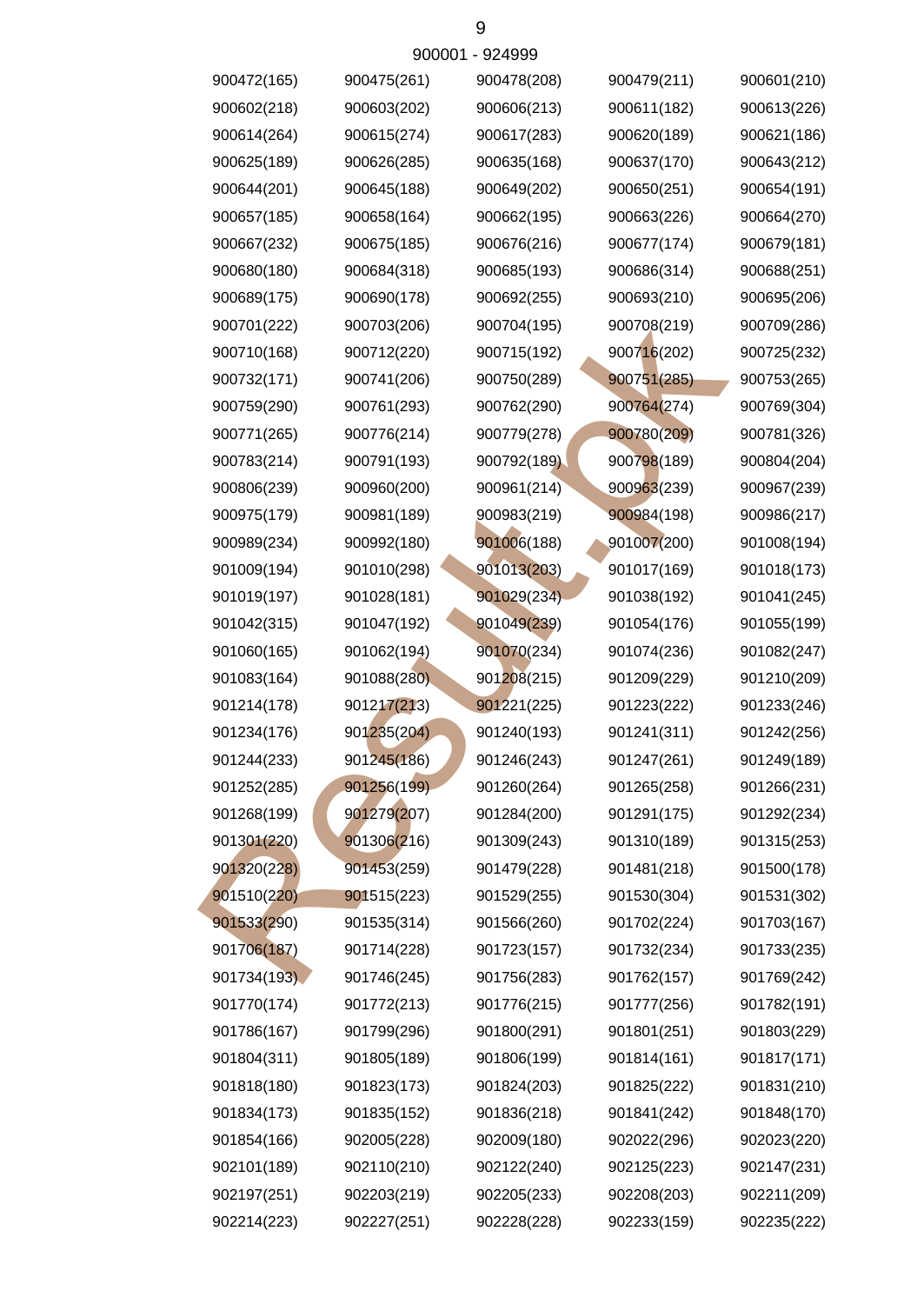900001 - 924999

| | | | | |
|---|---|---|---|---|
| 900472(165) | 900475(261) | 900478(208) | 900479(211) | 900601(210) |
| 900602(218) | 900603(202) | 900606(213) | 900611(182) | 900613(226) |
| 900614(264) | 900615(274) | 900617(283) | 900620(189) | 900621(186) |
| 900625(189) | 900626(285) | 900635(168) | 900637(170) | 900643(212) |
| 900644(201) | 900645(188) | 900649(202) | 900650(251) | 900654(191) |
| 900657(185) | 900658(164) | 900662(195) | 900663(226) | 900664(270) |
| 900667(232) | 900675(185) | 900676(216) | 900677(174) | 900679(181) |
| 900680(180) | 900684(318) | 900685(193) | 900686(314) | 900688(251) |
| 900689(175) | 900690(178) | 900692(255) | 900693(210) | 900695(206) |
| 900701(222) | 900703(206) | 900704(195) | 900708(219) | 900709(286) |
| 900710(168) | 900712(220) | 900715(192) | 900716(202) | 900725(232) |
| 900732(171) | 900741(206) | 900750(289) | 900751(285) | 900753(265) |
| 900759(290) | 900761(293) | 900762(290) | 900764(274) | 900769(304) |
| 900771(265) | 900776(214) | 900779(278) | 900780(209) | 900781(326) |
| 900783(214) | 900791(193) | 900792(189) | 900798(189) | 900804(204) |
| 900806(239) | 900960(200) | 900961(214) | 900963(239) | 900967(239) |
| 900975(179) | 900981(189) | 900983(219) | 900984(198) | 900986(217) |
| 900989(234) | 900992(180) | 901006(188) | 901007(200) | 901008(194) |
| 901009(194) | 901010(298) | 901013(203) | 901017(169) | 901018(173) |
| 901019(197) | 901028(181) | 901029(234) | 901038(192) | 901041(245) |
| 901042(315) | 901047(192) | 901049(239) | 901054(176) | 901055(199) |
| 901060(165) | 901062(194) | 901070(234) | 901074(236) | 901082(247) |
| 901083(164) | 901088(280) | 901208(215) | 901209(229) | 901210(209) |
| 901214(178) | 901217(213) | 901221(225) | 901223(222) | 901233(246) |
| 901234(176) | 901235(204) | 901240(193) | 901241(311) | 901242(256) |
| 901244(233) | 901245(186) | 901246(243) | 901247(261) | 901249(189) |
| 901252(285) | 901256(199) | 901260(264) | 901265(258) | 901266(231) |
| 901268(199) | 901279(207) | 901284(200) | 901291(175) | 901292(234) |
| 901301(220) | 901306(216) | 901309(243) | 901310(189) | 901315(253) |
| 901320(228) | 901453(259) | 901479(228) | 901481(218) | 901500(178) |
| 901510(220) | 901515(223) | 901529(255) | 901530(304) | 901531(302) |
| 901533(290) | 901535(314) | 901566(260) | 901702(224) | 901703(167) |
| 901706(187) | 901714(228) | 901723(157) | 901732(234) | 901733(235) |
| 901734(193) | 901746(245) | 901756(283) | 901762(157) | 901769(242) |
| 901770(174) | 901772(213) | 901776(215) | 901777(256) | 901782(191) |
| 901786(167) | 901799(296) | 901800(291) | 901801(251) | 901803(229) |
| 901804(311) | 901805(189) | 901806(199) | 901814(161) | 901817(171) |
| 901818(180) | 901823(173) | 901824(203) | 901825(222) | 901831(210) |
| 901834(173) | 901835(152) | 901836(218) | 901841(242) | 901848(170) |
| 901854(166) | 902005(228) | 902009(180) | 902022(296) | 902023(220) |
| 902101(189) | 902110(210) | 902122(240) | 902125(223) | 902147(231) |
| 902197(251) | 902203(219) | 902205(233) | 902208(203) | 902211(209) |
| 902214(223) | 902227(251) | 902228(228) | 902233(159) | 902235(222) |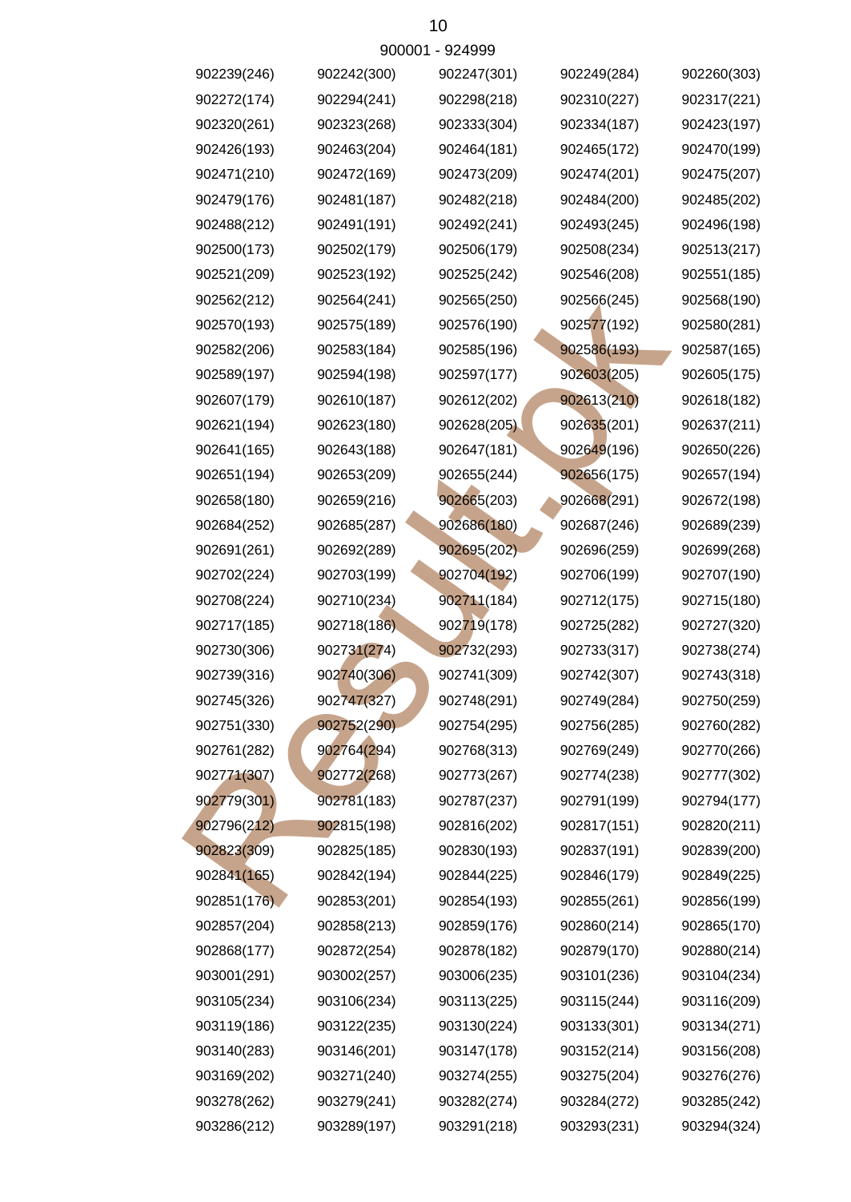900001 - 924999

| | | | | |
|---|---|---|---|---|
| 902239(246) | 902242(300) | 902247(301) | 902249(284) | 902260(303) |
| 902272(174) | 902294(241) | 902298(218) | 902310(227) | 902317(221) |
| 902320(261) | 902323(268) | 902333(304) | 902334(187) | 902423(197) |
| 902426(193) | 902463(204) | 902464(181) | 902465(172) | 902470(199) |
| 902471(210) | 902472(169) | 902473(209) | 902474(201) | 902475(207) |
| 902479(176) | 902481(187) | 902482(218) | 902484(200) | 902485(202) |
| 902488(212) | 902491(191) | 902492(241) | 902493(245) | 902496(198) |
| 902500(173) | 902502(179) | 902506(179) | 902508(234) | 902513(217) |
| 902521(209) | 902523(192) | 902525(242) | 902546(208) | 902551(185) |
| 902562(212) | 902564(241) | 902565(250) | 902566(245) | 902568(190) |
| 902570(193) | 902575(189) | 902576(190) | 902577(192) | 902580(281) |
| 902582(206) | 902583(184) | 902585(196) | 902586(193) | 902587(165) |
| 902589(197) | 902594(198) | 902597(177) | 902603(205) | 902605(175) |
| 902607(179) | 902610(187) | 902612(202) | 902613(210) | 902618(182) |
| 902621(194) | 902623(180) | 902628(205) | 902635(201) | 902637(211) |
| 902641(165) | 902643(188) | 902647(181) | 902649(196) | 902650(226) |
| 902651(194) | 902653(209) | 902655(244) | 902656(175) | 902657(194) |
| 902658(180) | 902659(216) | 902665(203) | 902668(291) | 902672(198) |
| 902684(252) | 902685(287) | 902686(180) | 902687(246) | 902689(239) |
| 902691(261) | 902692(289) | 902695(202) | 902696(259) | 902699(268) |
| 902702(224) | 902703(199) | 902704(192) | 902706(199) | 902707(190) |
| 902708(224) | 902710(234) | 902711(184) | 902712(175) | 902715(180) |
| 902717(185) | 902718(186) | 902719(178) | 902725(282) | 902727(320) |
| 902730(306) | 902731(274) | 902732(293) | 902733(317) | 902738(274) |
| 902739(316) | 902740(306) | 902741(309) | 902742(307) | 902743(318) |
| 902745(326) | 902747(327) | 902748(291) | 902749(284) | 902750(259) |
| 902751(330) | 902752(290) | 902754(295) | 902756(285) | 902760(282) |
| 902761(282) | 902764(294) | 902768(313) | 902769(249) | 902770(266) |
| 902771(307) | 902772(268) | 902773(267) | 902774(238) | 902777(302) |
| 902779(301) | 902781(183) | 902787(237) | 902791(199) | 902794(177) |
| 902796(212) | 902815(198) | 902816(202) | 902817(151) | 902820(211) |
| 902823(309) | 902825(185) | 902830(193) | 902837(191) | 902839(200) |
| 902841(165) | 902842(194) | 902844(225) | 902846(179) | 902849(225) |
| 902851(176) | 902853(201) | 902854(193) | 902855(261) | 902856(199) |
| 902857(204) | 902858(213) | 902859(176) | 902860(214) | 902865(170) |
| 902868(177) | 902872(254) | 902878(182) | 902879(170) | 902880(214) |
| 903001(291) | 903002(257) | 903006(235) | 903101(236) | 903104(234) |
| 903105(234) | 903106(234) | 903113(225) | 903115(244) | 903116(209) |
| 903119(186) | 903122(235) | 903130(224) | 903133(301) | 903134(271) |
| 903140(283) | 903146(201) | 903147(178) | 903152(214) | 903156(208) |
| 903169(202) | 903271(240) | 903274(255) | 903275(204) | 903276(276) |
| 903278(262) | 903279(241) | 903282(274) | 903284(272) | 903285(242) |
| 903286(212) | 903289(197) | 903291(218) | 903293(231) | 903294(324) |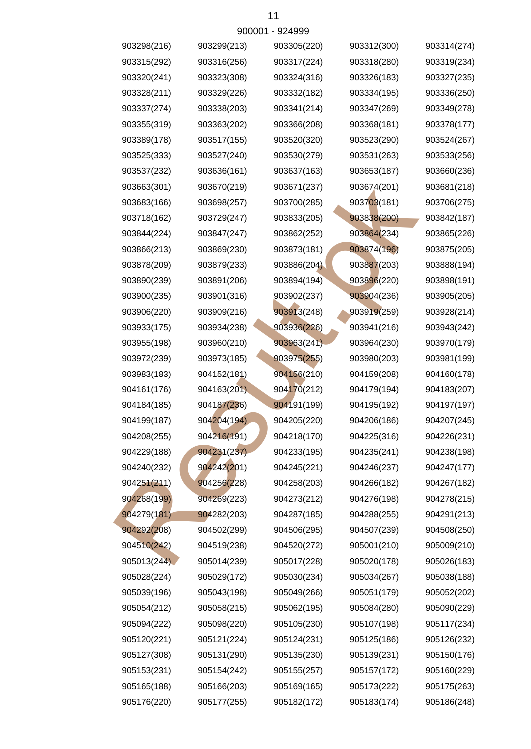900001 - 924999

| | | | | |
|---|---|---|---|---|
| 903298(216) | 903299(213) | 903305(220) | 903312(300) | 903314(274) |
| 903315(292) | 903316(256) | 903317(224) | 903318(280) | 903319(234) |
| 903320(241) | 903323(308) | 903324(316) | 903326(183) | 903327(235) |
| 903328(211) | 903329(226) | 903332(182) | 903334(195) | 903336(250) |
| 903337(274) | 903338(203) | 903341(214) | 903347(269) | 903349(278) |
| 903355(319) | 903363(202) | 903366(208) | 903368(181) | 903378(177) |
| 903389(178) | 903517(155) | 903520(320) | 903523(290) | 903524(267) |
| 903525(333) | 903527(240) | 903530(279) | 903531(263) | 903533(256) |
| 903537(232) | 903636(161) | 903637(163) | 903653(187) | 903660(236) |
| 903663(301) | 903670(219) | 903671(237) | 903674(201) | 903681(218) |
| 903683(166) | 903698(257) | 903700(285) | 903703(181) | 903706(275) |
| 903718(162) | 903729(247) | 903833(205) | 903838(200) | 903842(187) |
| 903844(224) | 903847(247) | 903862(252) | 903864(234) | 903865(226) |
| 903866(213) | 903869(230) | 903873(181) | 903874(196) | 903875(205) |
| 903878(209) | 903879(233) | 903886(204) | 903887(203) | 903888(194) |
| 903890(239) | 903891(206) | 903894(194) | 903896(220) | 903898(191) |
| 903900(235) | 903901(316) | 903902(237) | 903904(236) | 903905(205) |
| 903906(220) | 903909(216) | 903913(248) | 903919(259) | 903928(214) |
| 903933(175) | 903934(238) | 903936(226) | 903941(216) | 903943(242) |
| 903955(198) | 903960(210) | 903963(241) | 903964(230) | 903970(179) |
| 903972(239) | 903973(185) | 903975(255) | 903980(203) | 903981(199) |
| 903983(183) | 904152(181) | 904156(210) | 904159(208) | 904160(178) |
| 904161(176) | 904163(201) | 904170(212) | 904179(194) | 904183(207) |
| 904184(185) | 904187(236) | 904191(199) | 904195(192) | 904197(197) |
| 904199(187) | 904204(194) | 904205(220) | 904206(186) | 904207(245) |
| 904208(255) | 904216(191) | 904218(170) | 904225(316) | 904226(231) |
| 904229(188) | 904231(237) | 904233(195) | 904235(241) | 904238(198) |
| 904240(232) | 904242(201) | 904245(221) | 904246(237) | 904247(177) |
| 904251(211) | 904256(228) | 904258(203) | 904266(182) | 904267(182) |
| 904268(199) | 904269(223) | 904273(212) | 904276(198) | 904278(215) |
| 904279(181) | 904282(203) | 904287(185) | 904288(255) | 904291(213) |
| 904292(208) | 904502(299) | 904506(295) | 904507(239) | 904508(250) |
| 904510(242) | 904519(238) | 904520(272) | 905001(210) | 905009(210) |
| 905013(244) | 905014(239) | 905017(228) | 905020(178) | 905026(183) |
| 905028(224) | 905029(172) | 905030(234) | 905034(267) | 905038(188) |
| 905039(196) | 905043(198) | 905049(266) | 905051(179) | 905052(202) |
| 905054(212) | 905058(215) | 905062(195) | 905084(280) | 905090(229) |
| 905094(222) | 905098(220) | 905105(230) | 905107(198) | 905117(234) |
| 905120(221) | 905121(224) | 905124(231) | 905125(186) | 905126(232) |
| 905127(308) | 905131(290) | 905135(230) | 905139(231) | 905150(176) |
| 905153(231) | 905154(242) | 905155(257) | 905157(172) | 905160(229) |
| 905165(188) | 905166(203) | 905169(165) | 905173(222) | 905175(263) |
| 905176(220) | 905177(255) | 905182(172) | 905183(174) | 905186(248) |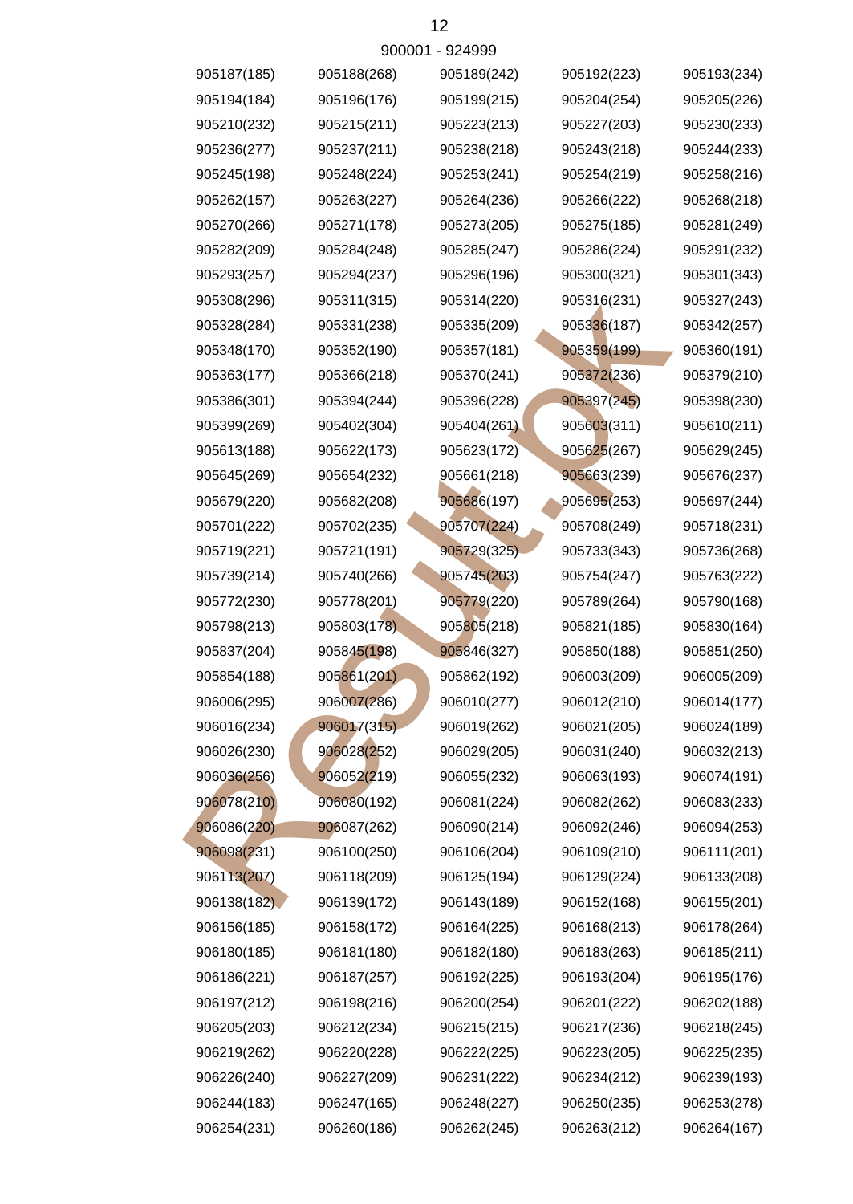900001 - 924999

| | | | | |
|---|---|---|---|---|
| 905187(185) | 905188(268) | 905189(242) | 905192(223) | 905193(234) |
| 905194(184) | 905196(176) | 905199(215) | 905204(254) | 905205(226) |
| 905210(232) | 905215(211) | 905223(213) | 905227(203) | 905230(233) |
| 905236(277) | 905237(211) | 905238(218) | 905243(218) | 905244(233) |
| 905245(198) | 905248(224) | 905253(241) | 905254(219) | 905258(216) |
| 905262(157) | 905263(227) | 905264(236) | 905266(222) | 905268(218) |
| 905270(266) | 905271(178) | 905273(205) | 905275(185) | 905281(249) |
| 905282(209) | 905284(248) | 905285(247) | 905286(224) | 905291(232) |
| 905293(257) | 905294(237) | 905296(196) | 905300(321) | 905301(343) |
| 905308(296) | 905311(315) | 905314(220) | 905316(231) | 905327(243) |
| 905328(284) | 905331(238) | 905335(209) | 905336(187) | 905342(257) |
| 905348(170) | 905352(190) | 905357(181) | 905359(199) | 905360(191) |
| 905363(177) | 905366(218) | 905370(241) | 905372(236) | 905379(210) |
| 905386(301) | 905394(244) | 905396(228) | 905397(245) | 905398(230) |
| 905399(269) | 905402(304) | 905404(261) | 905603(311) | 905610(211) |
| 905613(188) | 905622(173) | 905623(172) | 905625(267) | 905629(245) |
| 905645(269) | 905654(232) | 905661(218) | 905663(239) | 905676(237) |
| 905679(220) | 905682(208) | 905686(197) | 905695(253) | 905697(244) |
| 905701(222) | 905702(235) | 905707(224) | 905708(249) | 905718(231) |
| 905719(221) | 905721(191) | 905729(325) | 905733(343) | 905736(268) |
| 905739(214) | 905740(266) | 905745(203) | 905754(247) | 905763(222) |
| 905772(230) | 905778(201) | 905779(220) | 905789(264) | 905790(168) |
| 905798(213) | 905803(178) | 905805(218) | 905821(185) | 905830(164) |
| 905837(204) | 905845(198) | 905846(327) | 905850(188) | 905851(250) |
| 905854(188) | 905861(201) | 905862(192) | 906003(209) | 906005(209) |
| 906006(295) | 906007(286) | 906010(277) | 906012(210) | 906014(177) |
| 906016(234) | 906017(315) | 906019(262) | 906021(205) | 906024(189) |
| 906026(230) | 906028(252) | 906029(205) | 906031(240) | 906032(213) |
| 906036(256) | 906052(219) | 906055(232) | 906063(193) | 906074(191) |
| 906078(210) | 906080(192) | 906081(224) | 906082(262) | 906083(233) |
| 906086(220) | 906087(262) | 906090(214) | 906092(246) | 906094(253) |
| 906098(231) | 906100(250) | 906106(204) | 906109(210) | 906111(201) |
| 906113(207) | 906118(209) | 906125(194) | 906129(224) | 906133(208) |
| 906138(182) | 906139(172) | 906143(189) | 906152(168) | 906155(201) |
| 906156(185) | 906158(172) | 906164(225) | 906168(213) | 906178(264) |
| 906180(185) | 906181(180) | 906182(180) | 906183(263) | 906185(211) |
| 906186(221) | 906187(257) | 906192(225) | 906193(204) | 906195(176) |
| 906197(212) | 906198(216) | 906200(254) | 906201(222) | 906202(188) |
| 906205(203) | 906212(234) | 906215(215) | 906217(236) | 906218(245) |
| 906219(262) | 906220(228) | 906222(225) | 906223(205) | 906225(235) |
| 906226(240) | 906227(209) | 906231(222) | 906234(212) | 906239(193) |
| 906244(183) | 906247(165) | 906248(227) | 906250(235) | 906253(278) |
| 906254(231) | 906260(186) | 906262(245) | 906263(212) | 906264(167) |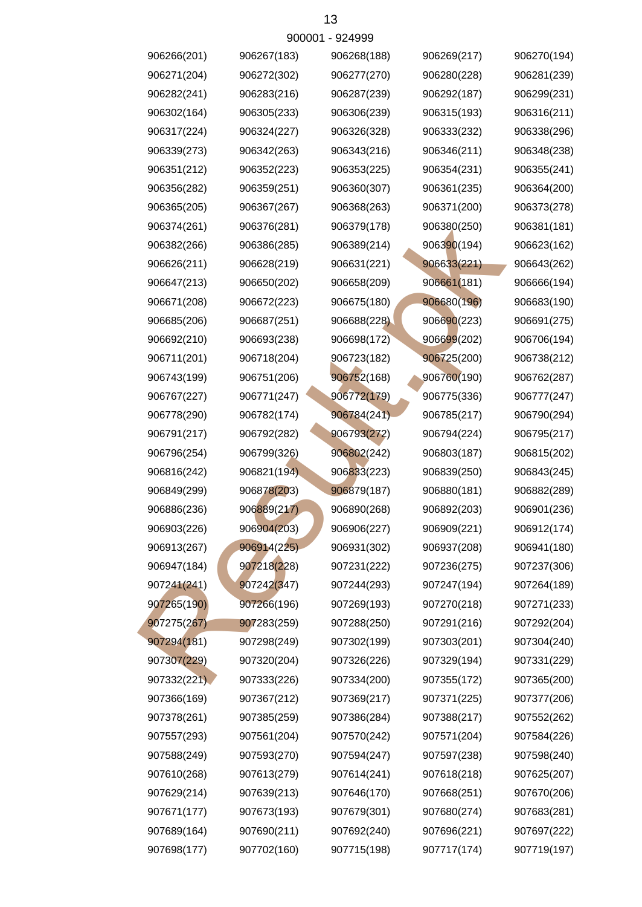900001 - 924999

| | | | | |
|---|---|---|---|---|
| 906266(201) | 906267(183) | 906268(188) | 906269(217) | 906270(194) |
| 906271(204) | 906272(302) | 906277(270) | 906280(228) | 906281(239) |
| 906282(241) | 906283(216) | 906287(239) | 906292(187) | 906299(231) |
| 906302(164) | 906305(233) | 906306(239) | 906315(193) | 906316(211) |
| 906317(224) | 906324(227) | 906326(328) | 906333(232) | 906338(296) |
| 906339(273) | 906342(263) | 906343(216) | 906346(211) | 906348(238) |
| 906351(212) | 906352(223) | 906353(225) | 906354(231) | 906355(241) |
| 906356(282) | 906359(251) | 906360(307) | 906361(235) | 906364(200) |
| 906365(205) | 906367(267) | 906368(263) | 906371(200) | 906373(278) |
| 906374(261) | 906376(281) | 906379(178) | 906380(250) | 906381(181) |
| 906382(266) | 906386(285) | 906389(214) | 906390(194) | 906623(162) |
| 906626(211) | 906628(219) | 906631(221) | 906633(221) | 906643(262) |
| 906647(213) | 906650(202) | 906658(209) | 906661(181) | 906666(194) |
| 906671(208) | 906672(223) | 906675(180) | 906680(196) | 906683(190) |
| 906685(206) | 906687(251) | 906688(228) | 906690(223) | 906691(275) |
| 906692(210) | 906693(238) | 906698(172) | 906699(202) | 906706(194) |
| 906711(201) | 906718(204) | 906723(182) | 906725(200) | 906738(212) |
| 906743(199) | 906751(206) | 906752(168) | 906760(190) | 906762(287) |
| 906767(227) | 906771(247) | 906772(179) | 906775(336) | 906777(247) |
| 906778(290) | 906782(174) | 906784(241) | 906785(217) | 906790(294) |
| 906791(217) | 906792(282) | 906793(272) | 906794(224) | 906795(217) |
| 906796(254) | 906799(326) | 906802(242) | 906803(187) | 906815(202) |
| 906816(242) | 906821(194) | 906833(223) | 906839(250) | 906843(245) |
| 906849(299) | 906878(203) | 906879(187) | 906880(181) | 906882(289) |
| 906886(236) | 906889(217) | 906890(268) | 906892(203) | 906901(236) |
| 906903(226) | 906904(203) | 906906(227) | 906909(221) | 906912(174) |
| 906913(267) | 906914(225) | 906931(302) | 906937(208) | 906941(180) |
| 906947(184) | 907218(228) | 907231(222) | 907236(275) | 907237(306) |
| 907241(241) | 907242(347) | 907244(293) | 907247(194) | 907264(189) |
| 907265(190) | 907266(196) | 907269(193) | 907270(218) | 907271(233) |
| 907275(267) | 907283(259) | 907288(250) | 907291(216) | 907292(204) |
| 907294(181) | 907298(249) | 907302(199) | 907303(201) | 907304(240) |
| 907307(229) | 907320(204) | 907326(226) | 907329(194) | 907331(229) |
| 907332(221) | 907333(226) | 907334(200) | 907355(172) | 907365(200) |
| 907366(169) | 907367(212) | 907369(217) | 907371(225) | 907377(206) |
| 907378(261) | 907385(259) | 907386(284) | 907388(217) | 907552(262) |
| 907557(293) | 907561(204) | 907570(242) | 907571(204) | 907584(226) |
| 907588(249) | 907593(270) | 907594(247) | 907597(238) | 907598(240) |
| 907610(268) | 907613(279) | 907614(241) | 907618(218) | 907625(207) |
| 907629(214) | 907639(213) | 907646(170) | 907668(251) | 907670(206) |
| 907671(177) | 907673(193) | 907679(301) | 907680(274) | 907683(281) |
| 907689(164) | 907690(211) | 907692(240) | 907696(221) | 907697(222) |
| 907698(177) | 907702(160) | 907715(198) | 907717(174) | 907719(197) |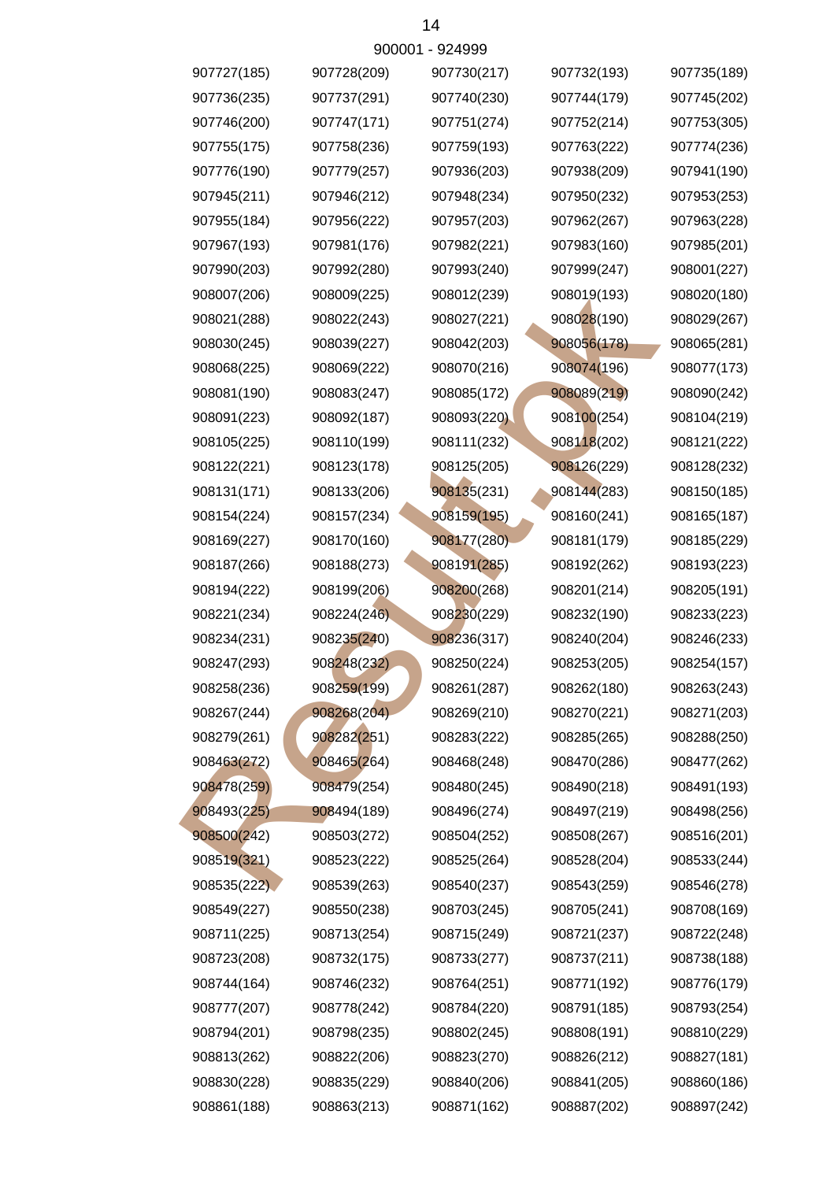900001 - 924999

| | | | | |
|---|---|---|---|---|
| 907727(185) | 907728(209) | 907730(217) | 907732(193) | 907735(189) |
| 907736(235) | 907737(291) | 907740(230) | 907744(179) | 907745(202) |
| 907746(200) | 907747(171) | 907751(274) | 907752(214) | 907753(305) |
| 907755(175) | 907758(236) | 907759(193) | 907763(222) | 907774(236) |
| 907776(190) | 907779(257) | 907936(203) | 907938(209) | 907941(190) |
| 907945(211) | 907946(212) | 907948(234) | 907950(232) | 907953(253) |
| 907955(184) | 907956(222) | 907957(203) | 907962(267) | 907963(228) |
| 907967(193) | 907981(176) | 907982(221) | 907983(160) | 907985(201) |
| 907990(203) | 907992(280) | 907993(240) | 907999(247) | 908001(227) |
| 908007(206) | 908009(225) | 908012(239) | 908019(193) | 908020(180) |
| 908021(288) | 908022(243) | 908027(221) | 908028(190) | 908029(267) |
| 908030(245) | 908039(227) | 908042(203) | 908056(178) | 908065(281) |
| 908068(225) | 908069(222) | 908070(216) | 908074(196) | 908077(173) |
| 908081(190) | 908083(247) | 908085(172) | 908089(219) | 908090(242) |
| 908091(223) | 908092(187) | 908093(220) | 908100(254) | 908104(219) |
| 908105(225) | 908110(199) | 908111(232) | 908118(202) | 908121(222) |
| 908122(221) | 908123(178) | 908125(205) | 908126(229) | 908128(232) |
| 908131(171) | 908133(206) | 908135(231) | 908144(283) | 908150(185) |
| 908154(224) | 908157(234) | 908159(195) | 908160(241) | 908165(187) |
| 908169(227) | 908170(160) | 908177(280) | 908181(179) | 908185(229) |
| 908187(266) | 908188(273) | 908191(285) | 908192(262) | 908193(223) |
| 908194(222) | 908199(206) | 908200(268) | 908201(214) | 908205(191) |
| 908221(234) | 908224(246) | 908230(229) | 908232(190) | 908233(223) |
| 908234(231) | 908235(240) | 908236(317) | 908240(204) | 908246(233) |
| 908247(293) | 908248(232) | 908250(224) | 908253(205) | 908254(157) |
| 908258(236) | 908259(199) | 908261(287) | 908262(180) | 908263(243) |
| 908267(244) | 908268(204) | 908269(210) | 908270(221) | 908271(203) |
| 908279(261) | 908282(251) | 908283(222) | 908285(265) | 908288(250) |
| 908463(272) | 908465(264) | 908468(248) | 908470(286) | 908477(262) |
| 908478(259) | 908479(254) | 908480(245) | 908490(218) | 908491(193) |
| 908493(225) | 908494(189) | 908496(274) | 908497(219) | 908498(256) |
| 908500(242) | 908503(272) | 908504(252) | 908508(267) | 908516(201) |
| 908519(321) | 908523(222) | 908525(264) | 908528(204) | 908533(244) |
| 908535(222) | 908539(263) | 908540(237) | 908543(259) | 908546(278) |
| 908549(227) | 908550(238) | 908703(245) | 908705(241) | 908708(169) |
| 908711(225) | 908713(254) | 908715(249) | 908721(237) | 908722(248) |
| 908723(208) | 908732(175) | 908733(277) | 908737(211) | 908738(188) |
| 908744(164) | 908746(232) | 908764(251) | 908771(192) | 908776(179) |
| 908777(207) | 908778(242) | 908784(220) | 908791(185) | 908793(254) |
| 908794(201) | 908798(235) | 908802(245) | 908808(191) | 908810(229) |
| 908813(262) | 908822(206) | 908823(270) | 908826(212) | 908827(181) |
| 908830(228) | 908835(229) | 908840(206) | 908841(205) | 908860(186) |
| 908861(188) | 908863(213) | 908871(162) | 908887(202) | 908897(242) |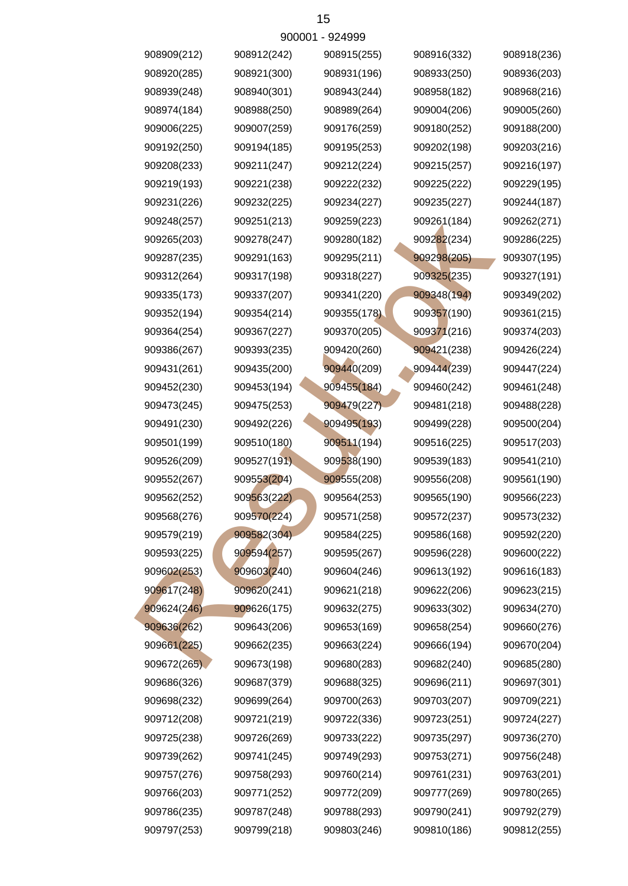900001 - 924999

| | | | | |
|---|---|---|---|---|
| 908909(212) | 908912(242) | 908915(255) | 908916(332) | 908918(236) |
| 908920(285) | 908921(300) | 908931(196) | 908933(250) | 908936(203) |
| 908939(248) | 908940(301) | 908943(244) | 908958(182) | 908968(216) |
| 908974(184) | 908988(250) | 908989(264) | 909004(206) | 909005(260) |
| 909006(225) | 909007(259) | 909176(259) | 909180(252) | 909188(200) |
| 909192(250) | 909194(185) | 909195(253) | 909202(198) | 909203(216) |
| 909208(233) | 909211(247) | 909212(224) | 909215(257) | 909216(197) |
| 909219(193) | 909221(238) | 909222(232) | 909225(222) | 909229(195) |
| 909231(226) | 909232(225) | 909234(227) | 909235(227) | 909244(187) |
| 909248(257) | 909251(213) | 909259(223) | 909261(184) | 909262(271) |
| 909265(203) | 909278(247) | 909280(182) | 909282(234) | 909286(225) |
| 909287(235) | 909291(163) | 909295(211) | 909298(205) | 909307(195) |
| 909312(264) | 909317(198) | 909318(227) | 909325(235) | 909327(191) |
| 909335(173) | 909337(207) | 909341(220) | 909348(194) | 909349(202) |
| 909352(194) | 909354(214) | 909355(178) | 909357(190) | 909361(215) |
| 909364(254) | 909367(227) | 909370(205) | 909371(216) | 909374(203) |
| 909386(267) | 909393(235) | 909420(260) | 909421(238) | 909426(224) |
| 909431(261) | 909435(200) | 909440(209) | 909444(239) | 909447(224) |
| 909452(230) | 909453(194) | 909455(184) | 909460(242) | 909461(248) |
| 909473(245) | 909475(253) | 909479(227) | 909481(218) | 909488(228) |
| 909491(230) | 909492(226) | 909495(193) | 909499(228) | 909500(204) |
| 909501(199) | 909510(180) | 909511(194) | 909516(225) | 909517(203) |
| 909526(209) | 909527(191) | 909538(190) | 909539(183) | 909541(210) |
| 909552(267) | 909553(204) | 909555(208) | 909556(208) | 909561(190) |
| 909562(252) | 909563(222) | 909564(253) | 909565(190) | 909566(223) |
| 909568(276) | 909570(224) | 909571(258) | 909572(237) | 909573(232) |
| 909579(219) | 909582(304) | 909584(225) | 909586(168) | 909592(220) |
| 909593(225) | 909594(257) | 909595(267) | 909596(228) | 909600(222) |
| 909602(253) | 909603(240) | 909604(246) | 909613(192) | 909616(183) |
| 909617(248) | 909620(241) | 909621(218) | 909622(206) | 909623(215) |
| 909624(246) | 909626(175) | 909632(275) | 909633(302) | 909634(270) |
| 909636(262) | 909643(206) | 909653(169) | 909658(254) | 909660(276) |
| 909661(225) | 909662(235) | 909663(224) | 909666(194) | 909670(204) |
| 909672(265) | 909673(198) | 909680(283) | 909682(240) | 909685(280) |
| 909686(326) | 909687(379) | 909688(325) | 909696(211) | 909697(301) |
| 909698(232) | 909699(264) | 909700(263) | 909703(207) | 909709(221) |
| 909712(208) | 909721(219) | 909722(336) | 909723(251) | 909724(227) |
| 909725(238) | 909726(269) | 909733(222) | 909735(297) | 909736(270) |
| 909739(262) | 909741(245) | 909749(293) | 909753(271) | 909756(248) |
| 909757(276) | 909758(293) | 909760(214) | 909761(231) | 909763(201) |
| 909766(203) | 909771(252) | 909772(209) | 909777(269) | 909780(265) |
| 909786(235) | 909787(248) | 909788(293) | 909790(241) | 909792(279) |
| 909797(253) | 909799(218) | 909803(246) | 909810(186) | 909812(255) |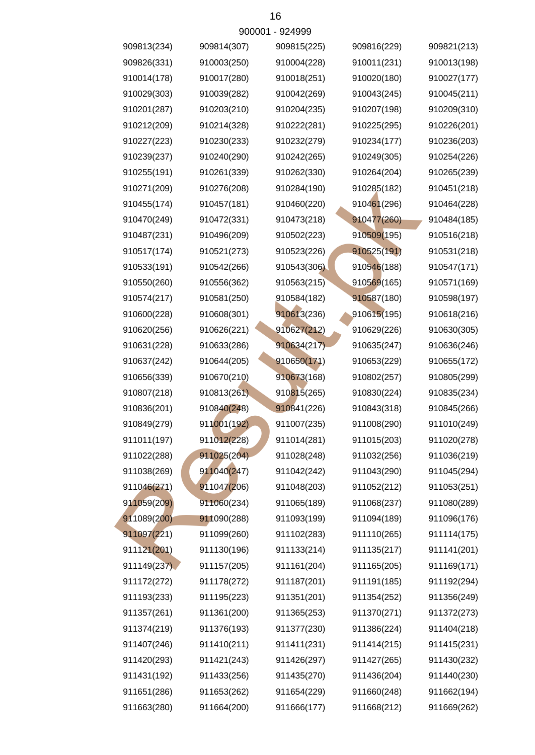900001 - 924999

| | | | | |
|---|---|---|---|---|
| 909813(234) | 909814(307) | 909815(225) | 909816(229) | 909821(213) |
| 909826(331) | 910003(250) | 910004(228) | 910011(231) | 910013(198) |
| 910014(178) | 910017(280) | 910018(251) | 910020(180) | 910027(177) |
| 910029(303) | 910039(282) | 910042(269) | 910043(245) | 910045(211) |
| 910201(287) | 910203(210) | 910204(235) | 910207(198) | 910209(310) |
| 910212(209) | 910214(328) | 910222(281) | 910225(295) | 910226(201) |
| 910227(223) | 910230(233) | 910232(279) | 910234(177) | 910236(203) |
| 910239(237) | 910240(290) | 910242(265) | 910249(305) | 910254(226) |
| 910255(191) | 910261(339) | 910262(330) | 910264(204) | 910265(239) |
| 910271(209) | 910276(208) | 910284(190) | 910285(182) | 910451(218) |
| 910455(174) | 910457(181) | 910460(220) | 910461(296) | 910464(228) |
| 910470(249) | 910472(331) | 910473(218) | 910477(260) | 910484(185) |
| 910487(231) | 910496(209) | 910502(223) | 910509(195) | 910516(218) |
| 910517(174) | 910521(273) | 910523(226) | 910525(191) | 910531(218) |
| 910533(191) | 910542(266) | 910543(306) | 910546(188) | 910547(171) |
| 910550(260) | 910556(362) | 910563(215) | 910569(165) | 910571(169) |
| 910574(217) | 910581(250) | 910584(182) | 910587(180) | 910598(197) |
| 910600(228) | 910608(301) | 910613(236) | 910615(195) | 910618(216) |
| 910620(256) | 910626(221) | 910627(212) | 910629(226) | 910630(305) |
| 910631(228) | 910633(286) | 910634(217) | 910635(247) | 910636(246) |
| 910637(242) | 910644(205) | 910650(171) | 910653(229) | 910655(172) |
| 910656(339) | 910670(210) | 910673(168) | 910802(257) | 910805(299) |
| 910807(218) | 910813(261) | 910815(265) | 910830(224) | 910835(234) |
| 910836(201) | 910840(248) | 910841(226) | 910843(318) | 910845(266) |
| 910849(279) | 911001(192) | 911007(235) | 911008(290) | 911010(249) |
| 911011(197) | 911012(228) | 911014(281) | 911015(203) | 911020(278) |
| 911022(288) | 911025(204) | 911028(248) | 911032(256) | 911036(219) |
| 911038(269) | 911040(247) | 911042(242) | 911043(290) | 911045(294) |
| 911046(271) | 911047(206) | 911048(203) | 911052(212) | 911053(251) |
| 911059(209) | 911060(234) | 911065(189) | 911068(237) | 911080(289) |
| 911089(200) | 911090(288) | 911093(199) | 911094(189) | 911096(176) |
| 911097(221) | 911099(260) | 911102(283) | 911110(265) | 911114(175) |
| 911121(201) | 911130(196) | 911133(214) | 911135(217) | 911141(201) |
| 911149(237) | 911157(205) | 911161(204) | 911165(205) | 911169(171) |
| 911172(272) | 911178(272) | 911187(201) | 911191(185) | 911192(294) |
| 911193(233) | 911195(223) | 911351(201) | 911354(252) | 911356(249) |
| 911357(261) | 911361(200) | 911365(253) | 911370(271) | 911372(273) |
| 911374(219) | 911376(193) | 911377(230) | 911386(224) | 911404(218) |
| 911407(246) | 911410(211) | 911411(231) | 911414(215) | 911415(231) |
| 911420(293) | 911421(243) | 911426(297) | 911427(265) | 911430(232) |
| 911431(192) | 911433(256) | 911435(270) | 911436(204) | 911440(230) |
| 911651(286) | 911653(262) | 911654(229) | 911660(248) | 911662(194) |
| 911663(280) | 911664(200) | 911666(177) | 911668(212) | 911669(262) |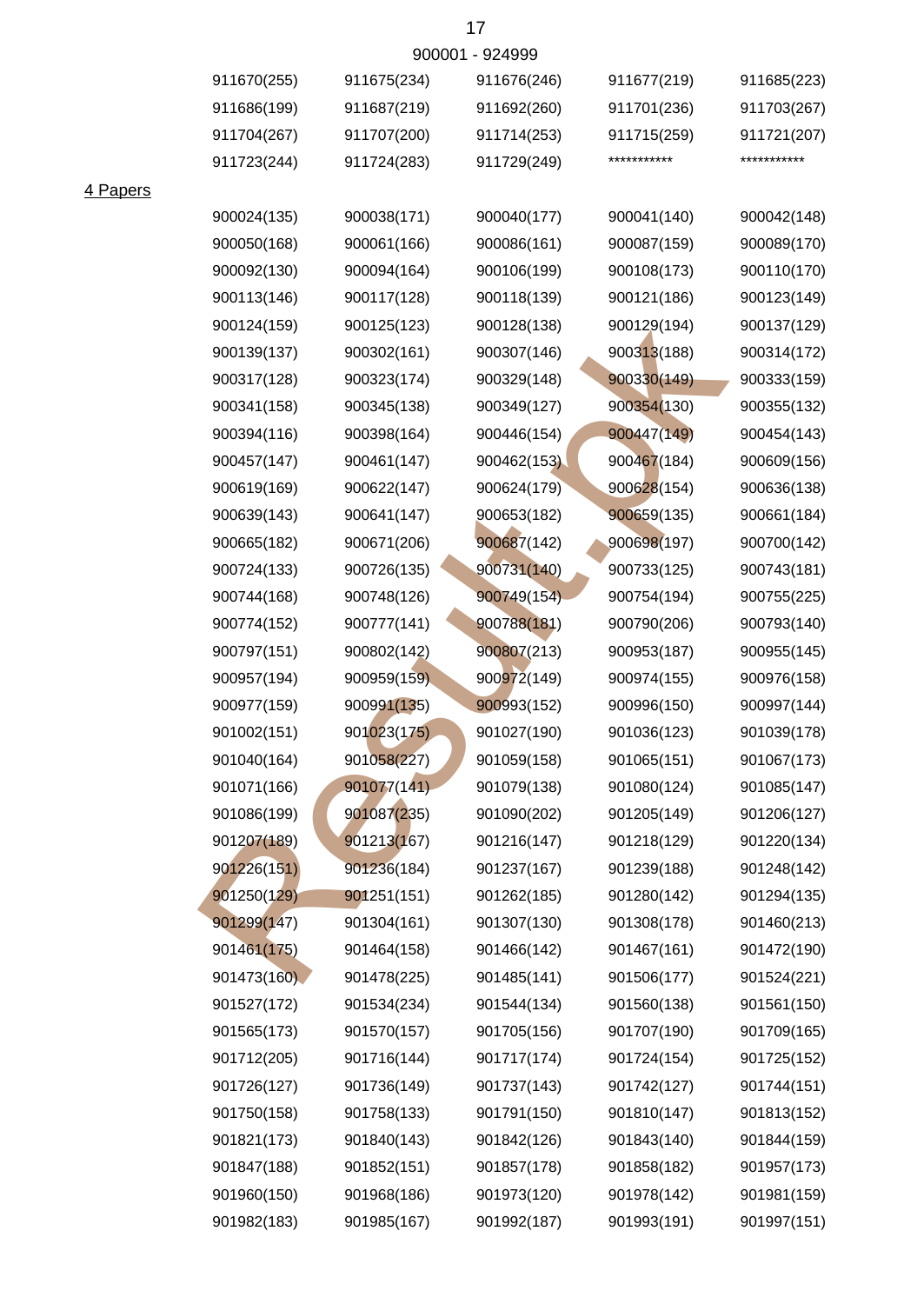900001 - 924999

| | | | | |
|---|---|---|---|---|
| 911670(255) | 911675(234) | 911676(246) | 911677(219) | 911685(223) |
| 911686(199) | 911687(219) | 911692(260) | 911701(236) | 911703(267) |
| 911704(267) | 911707(200) | 911714(253) | 911715(259) | 911721(207) |
| 911723(244) | 911724(283) | 911729(249) | *********** | *********** |

4 Papers

| | | | | |
|---|---|---|---|---|
| 900024(135) | 900038(171) | 900040(177) | 900041(140) | 900042(148) |
| 900050(168) | 900061(166) | 900086(161) | 900087(159) | 900089(170) |
| 900092(130) | 900094(164) | 900106(199) | 900108(173) | 900110(170) |
| 900113(146) | 900117(128) | 900118(139) | 900121(186) | 900123(149) |
| 900124(159) | 900125(123) | 900128(138) | 900129(194) | 900137(129) |
| 900139(137) | 900302(161) | 900307(146) | 900313(188) | 900314(172) |
| 900317(128) | 900323(174) | 900329(148) | 900330(149) | 900333(159) |
| 900341(158) | 900345(138) | 900349(127) | 900354(130) | 900355(132) |
| 900394(116) | 900398(164) | 900446(154) | 900447(149) | 900454(143) |
| 900457(147) | 900461(147) | 900462(153) | 900467(184) | 900609(156) |
| 900619(169) | 900622(147) | 900624(179) | 900628(154) | 900636(138) |
| 900639(143) | 900641(147) | 900653(182) | 900659(135) | 900661(184) |
| 900665(182) | 900671(206) | 900687(142) | 900698(197) | 900700(142) |
| 900724(133) | 900726(135) | 900731(140) | 900733(125) | 900743(181) |
| 900744(168) | 900748(126) | 900749(154) | 900754(194) | 900755(225) |
| 900774(152) | 900777(141) | 900788(181) | 900790(206) | 900793(140) |
| 900797(151) | 900802(142) | 900807(213) | 900953(187) | 900955(145) |
| 900957(194) | 900959(159) | 900972(149) | 900974(155) | 900976(158) |
| 900977(159) | 900991(135) | 900993(152) | 900996(150) | 900997(144) |
| 901002(151) | 901023(175) | 901027(190) | 901036(123) | 901039(178) |
| 901040(164) | 901058(227) | 901059(158) | 901065(151) | 901067(173) |
| 901071(166) | 901077(141) | 901079(138) | 901080(124) | 901085(147) |
| 901086(199) | 901087(235) | 901090(202) | 901205(149) | 901206(127) |
| 901207(189) | 901213(167) | 901216(147) | 901218(129) | 901220(134) |
| 901226(151) | 901236(184) | 901237(167) | 901239(188) | 901248(142) |
| 901250(129) | 901251(151) | 901262(185) | 901280(142) | 901294(135) |
| 901299(147) | 901304(161) | 901307(130) | 901308(178) | 901460(213) |
| 901461(175) | 901464(158) | 901466(142) | 901467(161) | 901472(190) |
| 901473(160) | 901478(225) | 901485(141) | 901506(177) | 901524(221) |
| 901527(172) | 901534(234) | 901544(134) | 901560(138) | 901561(150) |
| 901565(173) | 901570(157) | 901705(156) | 901707(190) | 901709(165) |
| 901712(205) | 901716(144) | 901717(174) | 901724(154) | 901725(152) |
| 901726(127) | 901736(149) | 901737(143) | 901742(127) | 901744(151) |
| 901750(158) | 901758(133) | 901791(150) | 901810(147) | 901813(152) |
| 901821(173) | 901840(143) | 901842(126) | 901843(140) | 901844(159) |
| 901847(188) | 901852(151) | 901857(178) | 901858(182) | 901957(173) |
| 901960(150) | 901968(186) | 901973(120) | 901978(142) | 901981(159) |
| 901982(183) | 901985(167) | 901992(187) | 901993(191) | 901997(151) |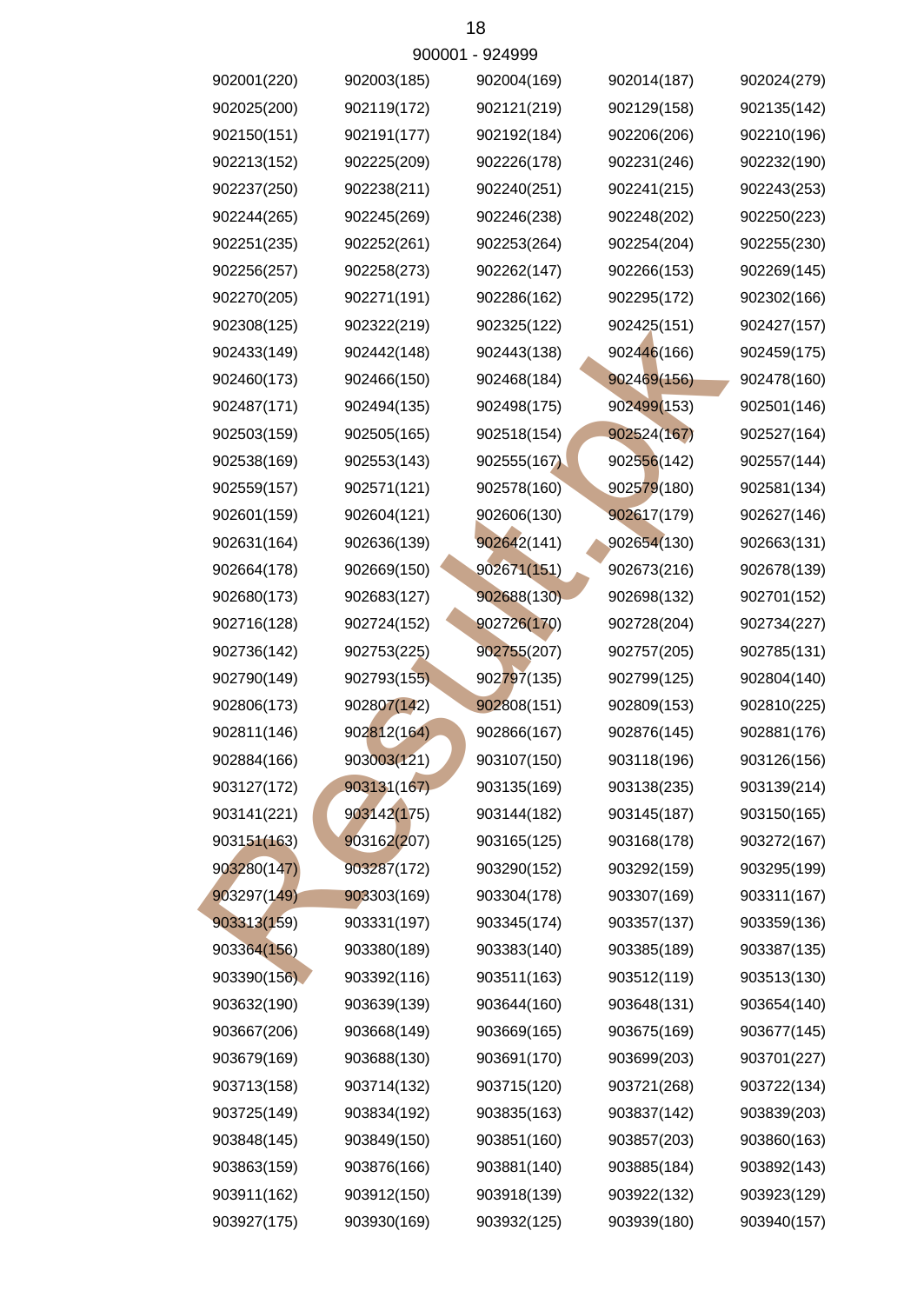900001 - 924999

| | | | | |
|---|---|---|---|---|
| 902001(220) | 902003(185) | 902004(169) | 902014(187) | 902024(279) |
| 902025(200) | 902119(172) | 902121(219) | 902129(158) | 902135(142) |
| 902150(151) | 902191(177) | 902192(184) | 902206(206) | 902210(196) |
| 902213(152) | 902225(209) | 902226(178) | 902231(246) | 902232(190) |
| 902237(250) | 902238(211) | 902240(251) | 902241(215) | 902243(253) |
| 902244(265) | 902245(269) | 902246(238) | 902248(202) | 902250(223) |
| 902251(235) | 902252(261) | 902253(264) | 902254(204) | 902255(230) |
| 902256(257) | 902258(273) | 902262(147) | 902266(153) | 902269(145) |
| 902270(205) | 902271(191) | 902286(162) | 902295(172) | 902302(166) |
| 902308(125) | 902322(219) | 902325(122) | 902425(151) | 902427(157) |
| 902433(149) | 902442(148) | 902443(138) | 902446(166) | 902459(175) |
| 902460(173) | 902466(150) | 902468(184) | 902469(156) | 902478(160) |
| 902487(171) | 902494(135) | 902498(175) | 902499(153) | 902501(146) |
| 902503(159) | 902505(165) | 902518(154) | 902524(167) | 902527(164) |
| 902538(169) | 902553(143) | 902555(167) | 902556(142) | 902557(144) |
| 902559(157) | 902571(121) | 902578(160) | 902579(180) | 902581(134) |
| 902601(159) | 902604(121) | 902606(130) | 902617(179) | 902627(146) |
| 902631(164) | 902636(139) | 902642(141) | 902654(130) | 902663(131) |
| 902664(178) | 902669(150) | 902671(151) | 902673(216) | 902678(139) |
| 902680(173) | 902683(127) | 902688(130) | 902698(132) | 902701(152) |
| 902716(128) | 902724(152) | 902726(170) | 902728(204) | 902734(227) |
| 902736(142) | 902753(225) | 902755(207) | 902757(205) | 902785(131) |
| 902790(149) | 902793(155) | 902797(135) | 902799(125) | 902804(140) |
| 902806(173) | 902807(142) | 902808(151) | 902809(153) | 902810(225) |
| 902811(146) | 902812(164) | 902866(167) | 902876(145) | 902881(176) |
| 902884(166) | 903003(121) | 903107(150) | 903118(196) | 903126(156) |
| 903127(172) | 903131(167) | 903135(169) | 903138(235) | 903139(214) |
| 903141(221) | 903142(175) | 903144(182) | 903145(187) | 903150(165) |
| 903151(163) | 903162(207) | 903165(125) | 903168(178) | 903272(167) |
| 903280(147) | 903287(172) | 903290(152) | 903292(159) | 903295(199) |
| 903297(149) | 903303(169) | 903304(178) | 903307(169) | 903311(167) |
| 903313(159) | 903331(197) | 903345(174) | 903357(137) | 903359(136) |
| 903364(156) | 903380(189) | 903383(140) | 903385(189) | 903387(135) |
| 903390(156) | 903392(116) | 903511(163) | 903512(119) | 903513(130) |
| 903632(190) | 903639(139) | 903644(160) | 903648(131) | 903654(140) |
| 903667(206) | 903668(149) | 903669(165) | 903675(169) | 903677(145) |
| 903679(169) | 903688(130) | 903691(170) | 903699(203) | 903701(227) |
| 903713(158) | 903714(132) | 903715(120) | 903721(268) | 903722(134) |
| 903725(149) | 903834(192) | 903835(163) | 903837(142) | 903839(203) |
| 903848(145) | 903849(150) | 903851(160) | 903857(203) | 903860(163) |
| 903863(159) | 903876(166) | 903881(140) | 903885(184) | 903892(143) |
| 903911(162) | 903912(150) | 903918(139) | 903922(132) | 903923(129) |
| 903927(175) | 903930(169) | 903932(125) | 903939(180) | 903940(157) |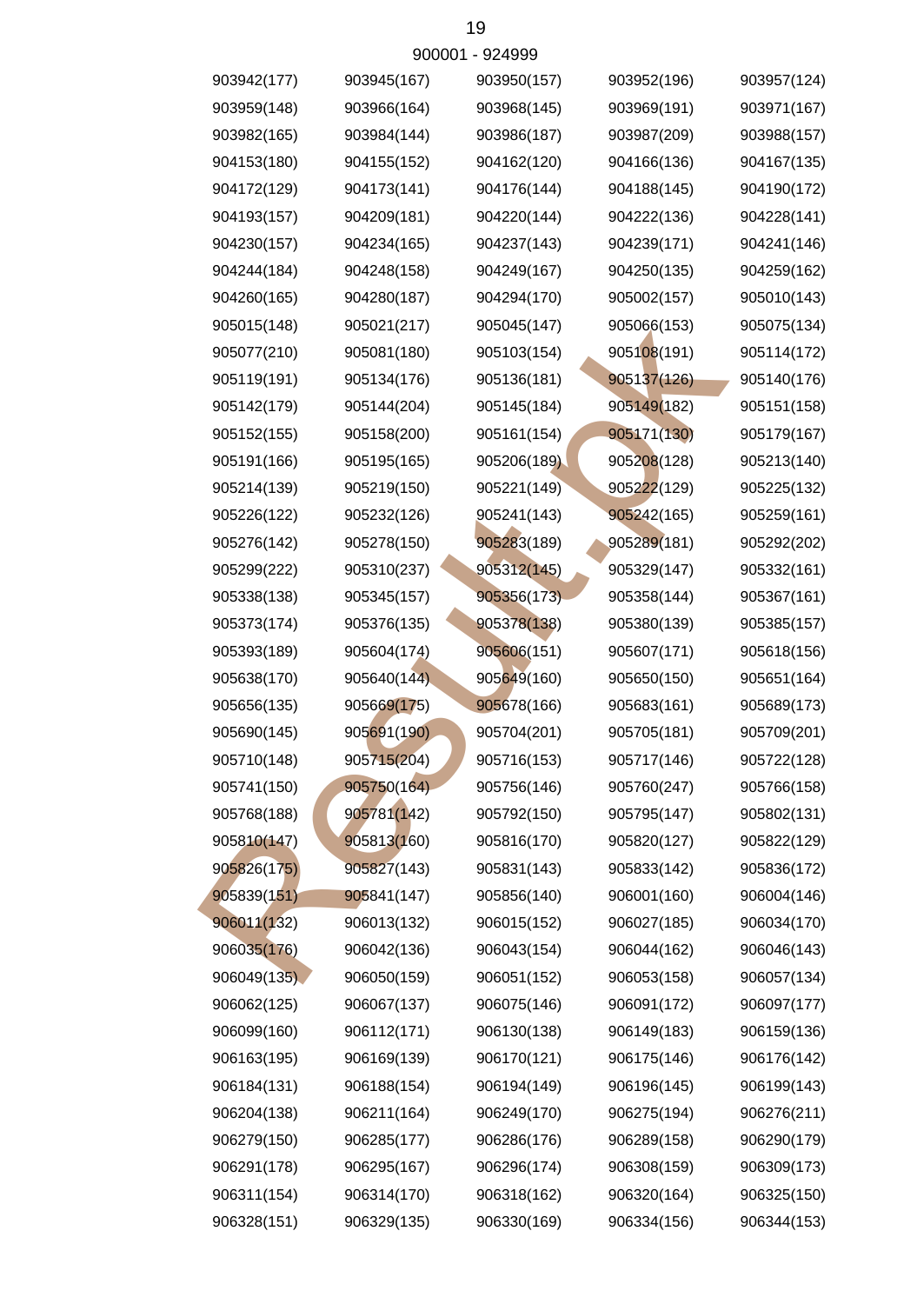900001 - 924999

| | | | | |
|---|---|---|---|---|
| 903942(177) | 903945(167) | 903950(157) | 903952(196) | 903957(124) |
| 903959(148) | 903966(164) | 903968(145) | 903969(191) | 903971(167) |
| 903982(165) | 903984(144) | 903986(187) | 903987(209) | 903988(157) |
| 904153(180) | 904155(152) | 904162(120) | 904166(136) | 904167(135) |
| 904172(129) | 904173(141) | 904176(144) | 904188(145) | 904190(172) |
| 904193(157) | 904209(181) | 904220(144) | 904222(136) | 904228(141) |
| 904230(157) | 904234(165) | 904237(143) | 904239(171) | 904241(146) |
| 904244(184) | 904248(158) | 904249(167) | 904250(135) | 904259(162) |
| 904260(165) | 904280(187) | 904294(170) | 905002(157) | 905010(143) |
| 905015(148) | 905021(217) | 905045(147) | 905066(153) | 905075(134) |
| 905077(210) | 905081(180) | 905103(154) | 905108(191) | 905114(172) |
| 905119(191) | 905134(176) | 905136(181) | 905137(126) | 905140(176) |
| 905142(179) | 905144(204) | 905145(184) | 905149(182) | 905151(158) |
| 905152(155) | 905158(200) | 905161(154) | 905171(130) | 905179(167) |
| 905191(166) | 905195(165) | 905206(189) | 905208(128) | 905213(140) |
| 905214(139) | 905219(150) | 905221(149) | 905222(129) | 905225(132) |
| 905226(122) | 905232(126) | 905241(143) | 905242(165) | 905259(161) |
| 905276(142) | 905278(150) | 905283(189) | 905289(181) | 905292(202) |
| 905299(222) | 905310(237) | 905312(145) | 905329(147) | 905332(161) |
| 905338(138) | 905345(157) | 905356(173) | 905358(144) | 905367(161) |
| 905373(174) | 905376(135) | 905378(138) | 905380(139) | 905385(157) |
| 905393(189) | 905604(174) | 905606(151) | 905607(171) | 905618(156) |
| 905638(170) | 905640(144) | 905649(160) | 905650(150) | 905651(164) |
| 905656(135) | 905669(175) | 905678(166) | 905683(161) | 905689(173) |
| 905690(145) | 905691(190) | 905704(201) | 905705(181) | 905709(201) |
| 905710(148) | 905715(204) | 905716(153) | 905717(146) | 905722(128) |
| 905741(150) | 905750(164) | 905756(146) | 905760(247) | 905766(158) |
| 905768(188) | 905781(142) | 905792(150) | 905795(147) | 905802(131) |
| 905810(147) | 905813(160) | 905816(170) | 905820(127) | 905822(129) |
| 905826(175) | 905827(143) | 905831(143) | 905833(142) | 905836(172) |
| 905839(151) | 905841(147) | 905856(140) | 906001(160) | 906004(146) |
| 906011(132) | 906013(132) | 906015(152) | 906027(185) | 906034(170) |
| 906035(176) | 906042(136) | 906043(154) | 906044(162) | 906046(143) |
| 906049(135) | 906050(159) | 906051(152) | 906053(158) | 906057(134) |
| 906062(125) | 906067(137) | 906075(146) | 906091(172) | 906097(177) |
| 906099(160) | 906112(171) | 906130(138) | 906149(183) | 906159(136) |
| 906163(195) | 906169(139) | 906170(121) | 906175(146) | 906176(142) |
| 906184(131) | 906188(154) | 906194(149) | 906196(145) | 906199(143) |
| 906204(138) | 906211(164) | 906249(170) | 906275(194) | 906276(211) |
| 906279(150) | 906285(177) | 906286(176) | 906289(158) | 906290(179) |
| 906291(178) | 906295(167) | 906296(174) | 906308(159) | 906309(173) |
| 906311(154) | 906314(170) | 906318(162) | 906320(164) | 906325(150) |
| 906328(151) | 906329(135) | 906330(169) | 906334(156) | 906344(153) |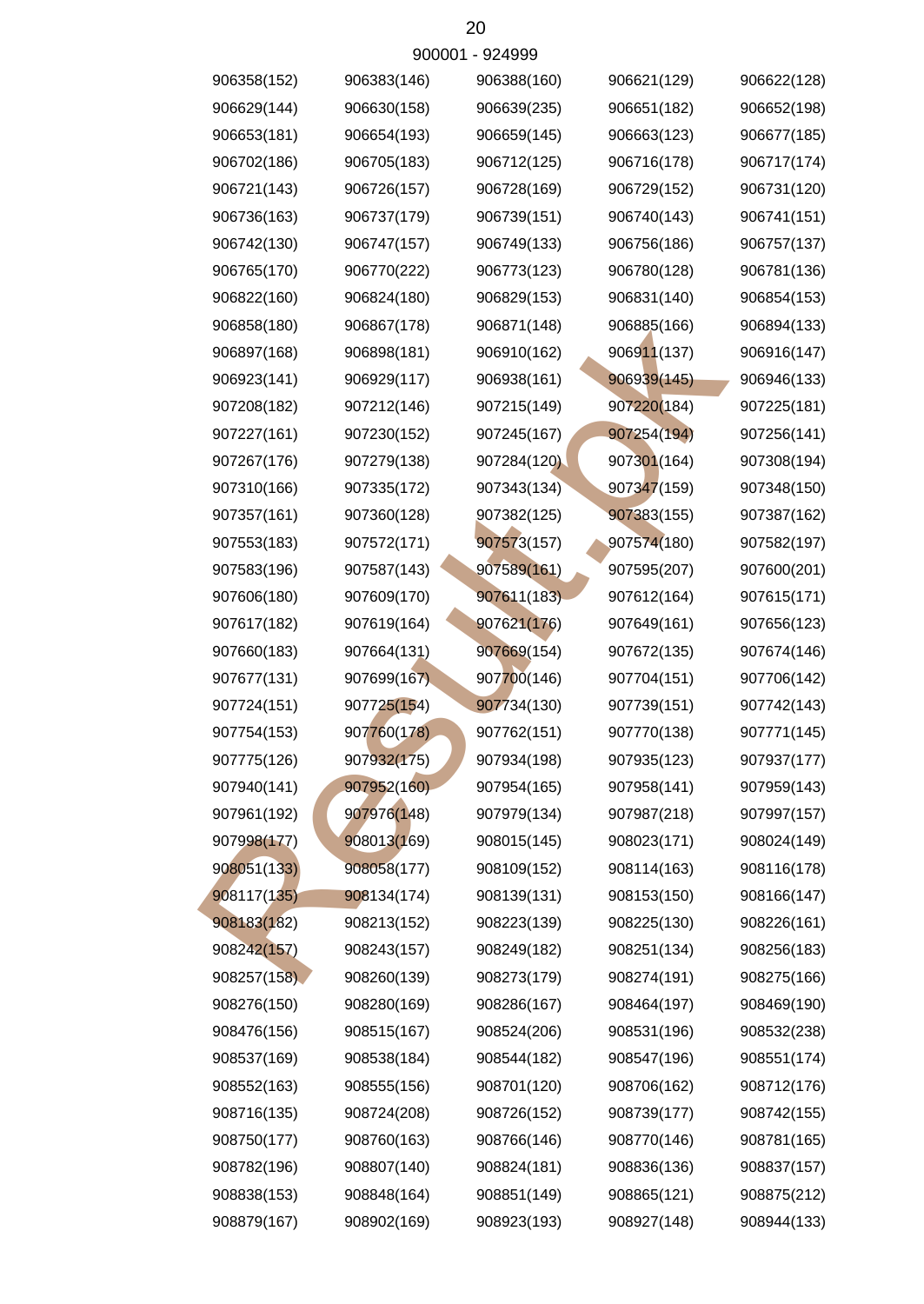900001 - 924999

| | | | | |
|---|---|---|---|---|
| 906358(152) | 906383(146) | 906388(160) | 906621(129) | 906622(128) |
| 906629(144) | 906630(158) | 906639(235) | 906651(182) | 906652(198) |
| 906653(181) | 906654(193) | 906659(145) | 906663(123) | 906677(185) |
| 906702(186) | 906705(183) | 906712(125) | 906716(178) | 906717(174) |
| 906721(143) | 906726(157) | 906728(169) | 906729(152) | 906731(120) |
| 906736(163) | 906737(179) | 906739(151) | 906740(143) | 906741(151) |
| 906742(130) | 906747(157) | 906749(133) | 906756(186) | 906757(137) |
| 906765(170) | 906770(222) | 906773(123) | 906780(128) | 906781(136) |
| 906822(160) | 906824(180) | 906829(153) | 906831(140) | 906854(153) |
| 906858(180) | 906867(178) | 906871(148) | 906885(166) | 906894(133) |
| 906897(168) | 906898(181) | 906910(162) | 906911(137) | 906916(147) |
| 906923(141) | 906929(117) | 906938(161) | 906939(145) | 906946(133) |
| 907208(182) | 907212(146) | 907215(149) | 907220(184) | 907225(181) |
| 907227(161) | 907230(152) | 907245(167) | 907254(194) | 907256(141) |
| 907267(176) | 907279(138) | 907284(120) | 907301(164) | 907308(194) |
| 907310(166) | 907335(172) | 907343(134) | 907347(159) | 907348(150) |
| 907357(161) | 907360(128) | 907382(125) | 907383(155) | 907387(162) |
| 907553(183) | 907572(171) | 907573(157) | 907574(180) | 907582(197) |
| 907583(196) | 907587(143) | 907589(161) | 907595(207) | 907600(201) |
| 907606(180) | 907609(170) | 907611(183) | 907612(164) | 907615(171) |
| 907617(182) | 907619(164) | 907621(176) | 907649(161) | 907656(123) |
| 907660(183) | 907664(131) | 907669(154) | 907672(135) | 907674(146) |
| 907677(131) | 907699(167) | 907700(146) | 907704(151) | 907706(142) |
| 907724(151) | 907725(154) | 907734(130) | 907739(151) | 907742(143) |
| 907754(153) | 907760(178) | 907762(151) | 907770(138) | 907771(145) |
| 907775(126) | 907932(175) | 907934(198) | 907935(123) | 907937(177) |
| 907940(141) | 907952(160) | 907954(165) | 907958(141) | 907959(143) |
| 907961(192) | 907976(148) | 907979(134) | 907987(218) | 907997(157) |
| 907998(177) | 908013(169) | 908015(145) | 908023(171) | 908024(149) |
| 908051(133) | 908058(177) | 908109(152) | 908114(163) | 908116(178) |
| 908117(135) | 908134(174) | 908139(131) | 908153(150) | 908166(147) |
| 908183(182) | 908213(152) | 908223(139) | 908225(130) | 908226(161) |
| 908242(157) | 908243(157) | 908249(182) | 908251(134) | 908256(183) |
| 908257(158) | 908260(139) | 908273(179) | 908274(191) | 908275(166) |
| 908276(150) | 908280(169) | 908286(167) | 908464(197) | 908469(190) |
| 908476(156) | 908515(167) | 908524(206) | 908531(196) | 908532(238) |
| 908537(169) | 908538(184) | 908544(182) | 908547(196) | 908551(174) |
| 908552(163) | 908555(156) | 908701(120) | 908706(162) | 908712(176) |
| 908716(135) | 908724(208) | 908726(152) | 908739(177) | 908742(155) |
| 908750(177) | 908760(163) | 908766(146) | 908770(146) | 908781(165) |
| 908782(196) | 908807(140) | 908824(181) | 908836(136) | 908837(157) |
| 908838(153) | 908848(164) | 908851(149) | 908865(121) | 908875(212) |
| 908879(167) | 908902(169) | 908923(193) | 908927(148) | 908944(133) |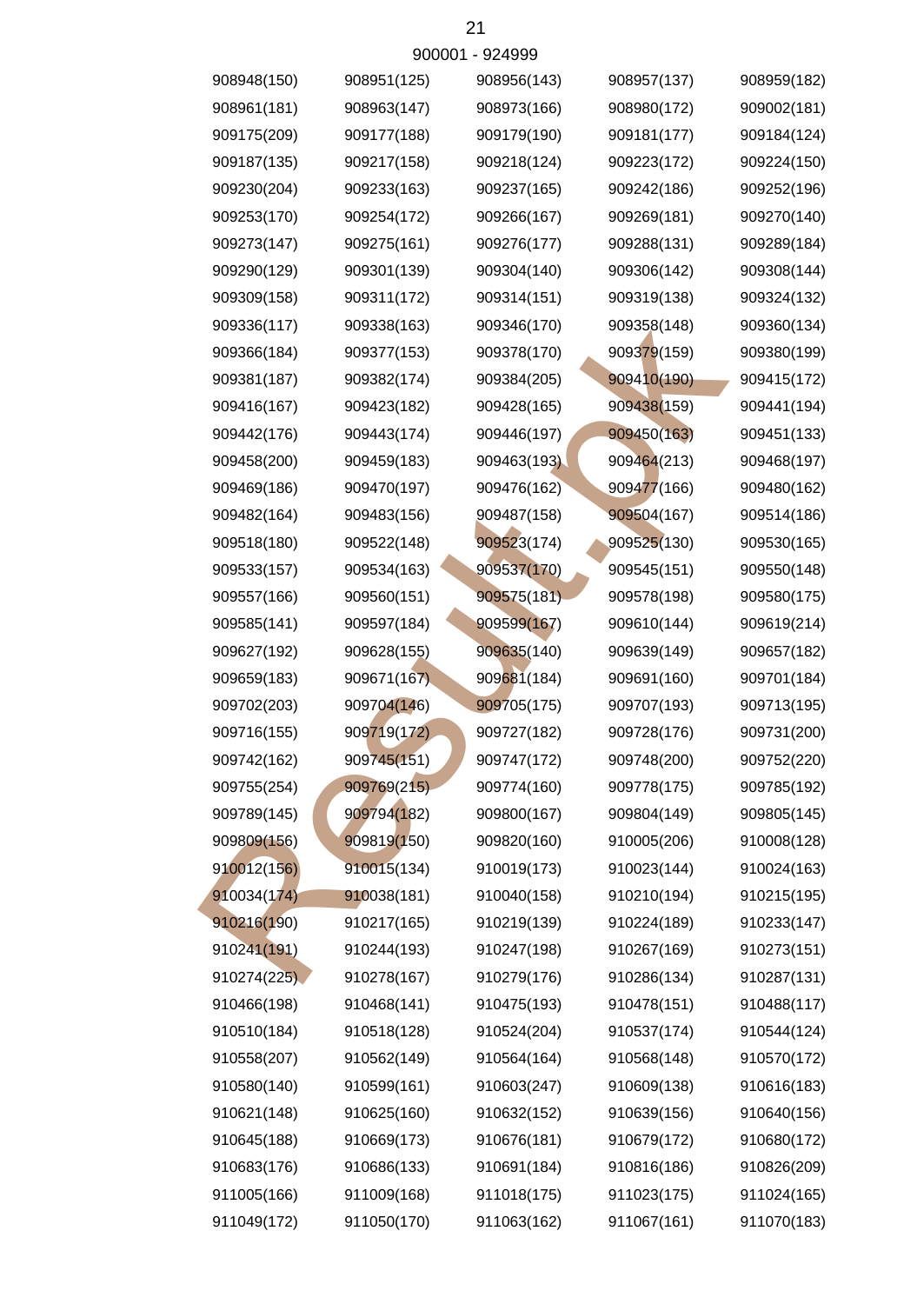900001 - 924999

| | | | | |
|---|---|---|---|---|
| 908948(150) | 908951(125) | 908956(143) | 908957(137) | 908959(182) |
| 908961(181) | 908963(147) | 908973(166) | 908980(172) | 909002(181) |
| 909175(209) | 909177(188) | 909179(190) | 909181(177) | 909184(124) |
| 909187(135) | 909217(158) | 909218(124) | 909223(172) | 909224(150) |
| 909230(204) | 909233(163) | 909237(165) | 909242(186) | 909252(196) |
| 909253(170) | 909254(172) | 909266(167) | 909269(181) | 909270(140) |
| 909273(147) | 909275(161) | 909276(177) | 909288(131) | 909289(184) |
| 909290(129) | 909301(139) | 909304(140) | 909306(142) | 909308(144) |
| 909309(158) | 909311(172) | 909314(151) | 909319(138) | 909324(132) |
| 909336(117) | 909338(163) | 909346(170) | 909358(148) | 909360(134) |
| 909366(184) | 909377(153) | 909378(170) | 909379(159) | 909380(199) |
| 909381(187) | 909382(174) | 909384(205) | 909410(190) | 909415(172) |
| 909416(167) | 909423(182) | 909428(165) | 909438(159) | 909441(194) |
| 909442(176) | 909443(174) | 909446(197) | 909450(163) | 909451(133) |
| 909458(200) | 909459(183) | 909463(193) | 909464(213) | 909468(197) |
| 909469(186) | 909470(197) | 909476(162) | 909477(166) | 909480(162) |
| 909482(164) | 909483(156) | 909487(158) | 909504(167) | 909514(186) |
| 909518(180) | 909522(148) | 909523(174) | 909525(130) | 909530(165) |
| 909533(157) | 909534(163) | 909537(170) | 909545(151) | 909550(148) |
| 909557(166) | 909560(151) | 909575(181) | 909578(198) | 909580(175) |
| 909585(141) | 909597(184) | 909599(167) | 909610(144) | 909619(214) |
| 909627(192) | 909628(155) | 909635(140) | 909639(149) | 909657(182) |
| 909659(183) | 909671(167) | 909681(184) | 909691(160) | 909701(184) |
| 909702(203) | 909704(146) | 909705(175) | 909707(193) | 909713(195) |
| 909716(155) | 909719(172) | 909727(182) | 909728(176) | 909731(200) |
| 909742(162) | 909745(151) | 909747(172) | 909748(200) | 909752(220) |
| 909755(254) | 909769(215) | 909774(160) | 909778(175) | 909785(192) |
| 909789(145) | 909794(182) | 909800(167) | 909804(149) | 909805(145) |
| 909809(156) | 909819(150) | 909820(160) | 910005(206) | 910008(128) |
| 910012(156) | 910015(134) | 910019(173) | 910023(144) | 910024(163) |
| 910034(174) | 910038(181) | 910040(158) | 910210(194) | 910215(195) |
| 910216(190) | 910217(165) | 910219(139) | 910224(189) | 910233(147) |
| 910241(191) | 910244(193) | 910247(198) | 910267(169) | 910273(151) |
| 910274(225) | 910278(167) | 910279(176) | 910286(134) | 910287(131) |
| 910466(198) | 910468(141) | 910475(193) | 910478(151) | 910488(117) |
| 910510(184) | 910518(128) | 910524(204) | 910537(174) | 910544(124) |
| 910558(207) | 910562(149) | 910564(164) | 910568(148) | 910570(172) |
| 910580(140) | 910599(161) | 910603(247) | 910609(138) | 910616(183) |
| 910621(148) | 910625(160) | 910632(152) | 910639(156) | 910640(156) |
| 910645(188) | 910669(173) | 910676(181) | 910679(172) | 910680(172) |
| 910683(176) | 910686(133) | 910691(184) | 910816(186) | 910826(209) |
| 911005(166) | 911009(168) | 911018(175) | 911023(175) | 911024(165) |
| 911049(172) | 911050(170) | 911063(162) | 911067(161) | 911070(183) |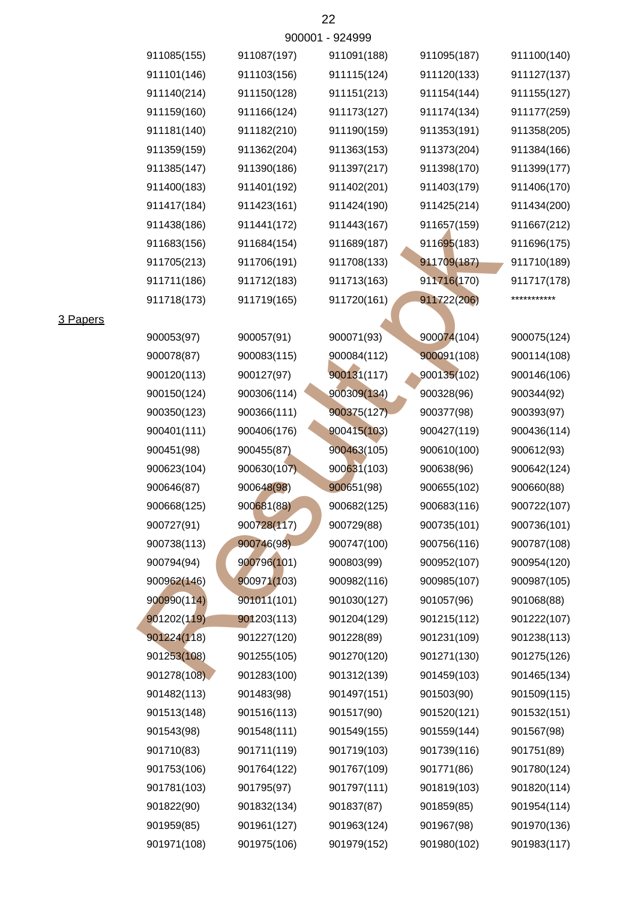900001 - 924999

| | | | | |
|---|---|---|---|---|
| 911085(155) | 911087(197) | 911091(188) | 911095(187) | 911100(140) |
| 911101(146) | 911103(156) | 911115(124) | 911120(133) | 911127(137) |
| 911140(214) | 911150(128) | 911151(213) | 911154(144) | 911155(127) |
| 911159(160) | 911166(124) | 911173(127) | 911174(134) | 911177(259) |
| 911181(140) | 911182(210) | 911190(159) | 911353(191) | 911358(205) |
| 911359(159) | 911362(204) | 911363(153) | 911373(204) | 911384(166) |
| 911385(147) | 911390(186) | 911397(217) | 911398(170) | 911399(177) |
| 911400(183) | 911401(192) | 911402(201) | 911403(179) | 911406(170) |
| 911417(184) | 911423(161) | 911424(190) | 911425(214) | 911434(200) |
| 911438(186) | 911441(172) | 911443(167) | 911657(159) | 911667(212) |
| 911683(156) | 911684(154) | 911689(187) | 911695(183) | 911696(175) |
| 911705(213) | 911706(191) | 911708(133) | 911709(187) | 911710(189) |
| 911711(186) | 911712(183) | 911713(163) | 911716(170) | 911717(178) |
| 911718(173) | 911719(165) | 911720(161) | 911722(206) | *********** |

3 Papers

| | | | | |
|---|---|---|---|---|
| 900053(97) | 900057(91) | 900071(93) | 900074(104) | 900075(124) |
| 900078(87) | 900083(115) | 900084(112) | 900091(108) | 900114(108) |
| 900120(113) | 900127(97) | 900131(117) | 900135(102) | 900146(106) |
| 900150(124) | 900306(114) | 900309(134) | 900328(96) | 900344(92) |
| 900350(123) | 900366(111) | 900375(127) | 900377(98) | 900393(97) |
| 900401(111) | 900406(176) | 900415(103) | 900427(119) | 900436(114) |
| 900451(98) | 900455(87) | 900463(105) | 900610(100) | 900612(93) |
| 900623(104) | 900630(107) | 900631(103) | 900638(96) | 900642(124) |
| 900646(87) | 900648(98) | 900651(98) | 900655(102) | 900660(88) |
| 900668(125) | 900681(88) | 900682(125) | 900683(116) | 900722(107) |
| 900727(91) | 900728(117) | 900729(88) | 900735(101) | 900736(101) |
| 900738(113) | 900746(98) | 900747(100) | 900756(116) | 900787(108) |
| 900794(94) | 900796(101) | 900803(99) | 900952(107) | 900954(120) |
| 900962(146) | 900971(103) | 900982(116) | 900985(107) | 900987(105) |
| 900990(114) | 901011(101) | 901030(127) | 901057(96) | 901068(88) |
| 901202(119) | 901203(113) | 901204(129) | 901215(112) | 901222(107) |
| 901224(118) | 901227(120) | 901228(89) | 901231(109) | 901238(113) |
| 901253(108) | 901255(105) | 901270(120) | 901271(130) | 901275(126) |
| 901278(108) | 901283(100) | 901312(139) | 901459(103) | 901465(134) |
| 901482(113) | 901483(98) | 901497(151) | 901503(90) | 901509(115) |
| 901513(148) | 901516(113) | 901517(90) | 901520(121) | 901532(151) |
| 901543(98) | 901548(111) | 901549(155) | 901559(144) | 901567(98) |
| 901710(83) | 901711(119) | 901719(103) | 901739(116) | 901751(89) |
| 901753(106) | 901764(122) | 901767(109) | 901771(86) | 901780(124) |
| 901781(103) | 901795(97) | 901797(111) | 901819(103) | 901820(114) |
| 901822(90) | 901832(134) | 901837(87) | 901859(85) | 901954(114) |
| 901959(85) | 901961(127) | 901963(124) | 901967(98) | 901970(136) |
| 901971(108) | 901975(106) | 901979(152) | 901980(102) | 901983(117) |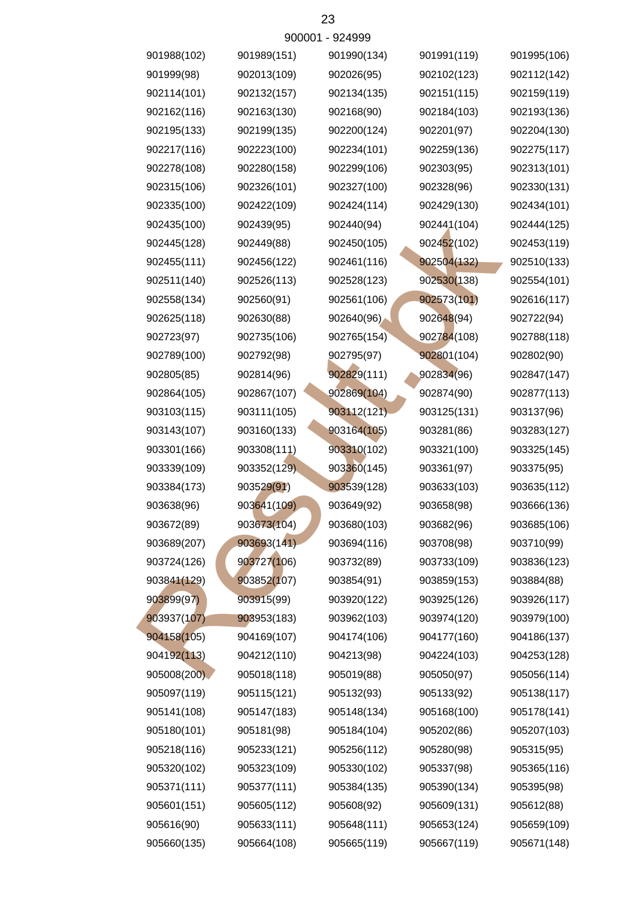900001 - 924999

| | | | | |
|---|---|---|---|---|
| 901988(102) | 901989(151) | 901990(134) | 901991(119) | 901995(106) |
| 901999(98) | 902013(109) | 902026(95) | 902102(123) | 902112(142) |
| 902114(101) | 902132(157) | 902134(135) | 902151(115) | 902159(119) |
| 902162(116) | 902163(130) | 902168(90) | 902184(103) | 902193(136) |
| 902195(133) | 902199(135) | 902200(124) | 902201(97) | 902204(130) |
| 902217(116) | 902223(100) | 902234(101) | 902259(136) | 902275(117) |
| 902278(108) | 902280(158) | 902299(106) | 902303(95) | 902313(101) |
| 902315(106) | 902326(101) | 902327(100) | 902328(96) | 902330(131) |
| 902335(100) | 902422(109) | 902424(114) | 902429(130) | 902434(101) |
| 902435(100) | 902439(95) | 902440(94) | 902441(104) | 902444(125) |
| 902445(128) | 902449(88) | 902450(105) | 902452(102) | 902453(119) |
| 902455(111) | 902456(122) | 902461(116) | 902504(132) | 902510(133) |
| 902511(140) | 902526(113) | 902528(123) | 902530(138) | 902554(101) |
| 902558(134) | 902560(91) | 902561(106) | 902573(101) | 902616(117) |
| 902625(118) | 902630(88) | 902640(96) | 902648(94) | 902722(94) |
| 902723(97) | 902735(106) | 902765(154) | 902784(108) | 902788(118) |
| 902789(100) | 902792(98) | 902795(97) | 902801(104) | 902802(90) |
| 902805(85) | 902814(96) | 902829(111) | 902834(96) | 902847(147) |
| 902864(105) | 902867(107) | 902869(104) | 902874(90) | 902877(113) |
| 903103(115) | 903111(105) | 903112(121) | 903125(131) | 903137(96) |
| 903143(107) | 903160(133) | 903164(105) | 903281(86) | 903283(127) |
| 903301(166) | 903308(111) | 903310(102) | 903321(100) | 903325(145) |
| 903339(109) | 903352(129) | 903360(145) | 903361(97) | 903375(95) |
| 903384(173) | 903529(91) | 903539(128) | 903633(103) | 903635(112) |
| 903638(96) | 903641(109) | 903649(92) | 903658(98) | 903666(136) |
| 903672(89) | 903673(104) | 903680(103) | 903682(96) | 903685(106) |
| 903689(207) | 903693(141) | 903694(116) | 903708(98) | 903710(99) |
| 903724(126) | 903727(106) | 903732(89) | 903733(109) | 903836(123) |
| 903841(129) | 903852(107) | 903854(91) | 903859(153) | 903884(88) |
| 903899(97) | 903915(99) | 903920(122) | 903925(126) | 903926(117) |
| 903937(107) | 903953(183) | 903962(103) | 903974(120) | 903979(100) |
| 904158(105) | 904169(107) | 904174(106) | 904177(160) | 904186(137) |
| 904192(113) | 904212(110) | 904213(98) | 904224(103) | 904253(128) |
| 905008(200) | 905018(118) | 905019(88) | 905050(97) | 905056(114) |
| 905097(119) | 905115(121) | 905132(93) | 905133(92) | 905138(117) |
| 905141(108) | 905147(183) | 905148(134) | 905168(100) | 905178(141) |
| 905180(101) | 905181(98) | 905184(104) | 905202(86) | 905207(103) |
| 905218(116) | 905233(121) | 905256(112) | 905280(98) | 905315(95) |
| 905320(102) | 905323(109) | 905330(102) | 905337(98) | 905365(116) |
| 905371(111) | 905377(111) | 905384(135) | 905390(134) | 905395(98) |
| 905601(151) | 905605(112) | 905608(92) | 905609(131) | 905612(88) |
| 905616(90) | 905633(111) | 905648(111) | 905653(124) | 905659(109) |
| 905660(135) | 905664(108) | 905665(119) | 905667(119) | 905671(148) |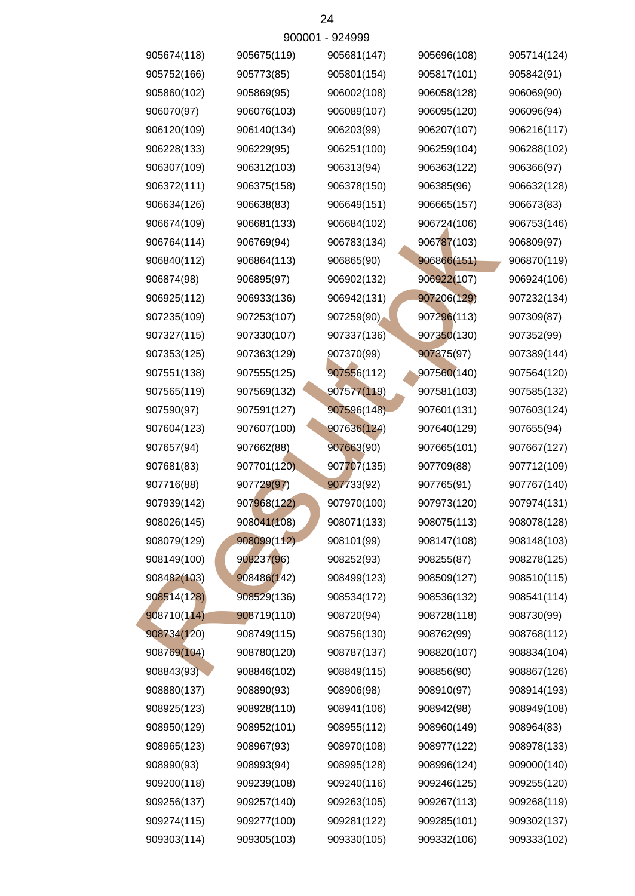900001 - 924999

| | | | | |
|---|---|---|---|---|
| 905674(118) | 905675(119) | 905681(147) | 905696(108) | 905714(124) |
| 905752(166) | 905773(85) | 905801(154) | 905817(101) | 905842(91) |
| 905860(102) | 905869(95) | 906002(108) | 906058(128) | 906069(90) |
| 906070(97) | 906076(103) | 906089(107) | 906095(120) | 906096(94) |
| 906120(109) | 906140(134) | 906203(99) | 906207(107) | 906216(117) |
| 906228(133) | 906229(95) | 906251(100) | 906259(104) | 906288(102) |
| 906307(109) | 906312(103) | 906313(94) | 906363(122) | 906366(97) |
| 906372(111) | 906375(158) | 906378(150) | 906385(96) | 906632(128) |
| 906634(126) | 906638(83) | 906649(151) | 906665(157) | 906673(83) |
| 906674(109) | 906681(133) | 906684(102) | 906724(106) | 906753(146) |
| 906764(114) | 906769(94) | 906783(134) | 906787(103) | 906809(97) |
| 906840(112) | 906864(113) | 906865(90) | 906866(151) | 906870(119) |
| 906874(98) | 906895(97) | 906902(132) | 906922(107) | 906924(106) |
| 906925(112) | 906933(136) | 906942(131) | 907206(129) | 907232(134) |
| 907235(109) | 907253(107) | 907259(90) | 907296(113) | 907309(87) |
| 907327(115) | 907330(107) | 907337(136) | 907350(130) | 907352(99) |
| 907353(125) | 907363(129) | 907370(99) | 907375(97) | 907389(144) |
| 907551(138) | 907555(125) | 907556(112) | 907560(140) | 907564(120) |
| 907565(119) | 907569(132) | 907577(119) | 907581(103) | 907585(132) |
| 907590(97) | 907591(127) | 907596(148) | 907601(131) | 907603(124) |
| 907604(123) | 907607(100) | 907636(124) | 907640(129) | 907655(94) |
| 907657(94) | 907662(88) | 907663(90) | 907665(101) | 907667(127) |
| 907681(83) | 907701(120) | 907707(135) | 907709(88) | 907712(109) |
| 907716(88) | 907729(97) | 907733(92) | 907765(91) | 907767(140) |
| 907939(142) | 907968(122) | 907970(100) | 907973(120) | 907974(131) |
| 908026(145) | 908041(108) | 908071(133) | 908075(113) | 908078(128) |
| 908079(129) | 908099(112) | 908101(99) | 908147(108) | 908148(103) |
| 908149(100) | 908237(96) | 908252(93) | 908255(87) | 908278(125) |
| 908482(103) | 908486(142) | 908499(123) | 908509(127) | 908510(115) |
| 908514(128) | 908529(136) | 908534(172) | 908536(132) | 908541(114) |
| 908710(114) | 908719(110) | 908720(94) | 908728(118) | 908730(99) |
| 908734(120) | 908749(115) | 908756(130) | 908762(99) | 908768(112) |
| 908769(104) | 908780(120) | 908787(137) | 908820(107) | 908834(104) |
| 908843(93) | 908846(102) | 908849(115) | 908856(90) | 908867(126) |
| 908880(137) | 908890(93) | 908906(98) | 908910(97) | 908914(193) |
| 908925(123) | 908928(110) | 908941(106) | 908942(98) | 908949(108) |
| 908950(129) | 908952(101) | 908955(112) | 908960(149) | 908964(83) |
| 908965(123) | 908967(93) | 908970(108) | 908977(122) | 908978(133) |
| 908990(93) | 908993(94) | 908995(128) | 908996(124) | 909000(140) |
| 909200(118) | 909239(108) | 909240(116) | 909246(125) | 909255(120) |
| 909256(137) | 909257(140) | 909263(105) | 909267(113) | 909268(119) |
| 909274(115) | 909277(100) | 909281(122) | 909285(101) | 909302(137) |
| 909303(114) | 909305(103) | 909330(105) | 909332(106) | 909333(102) |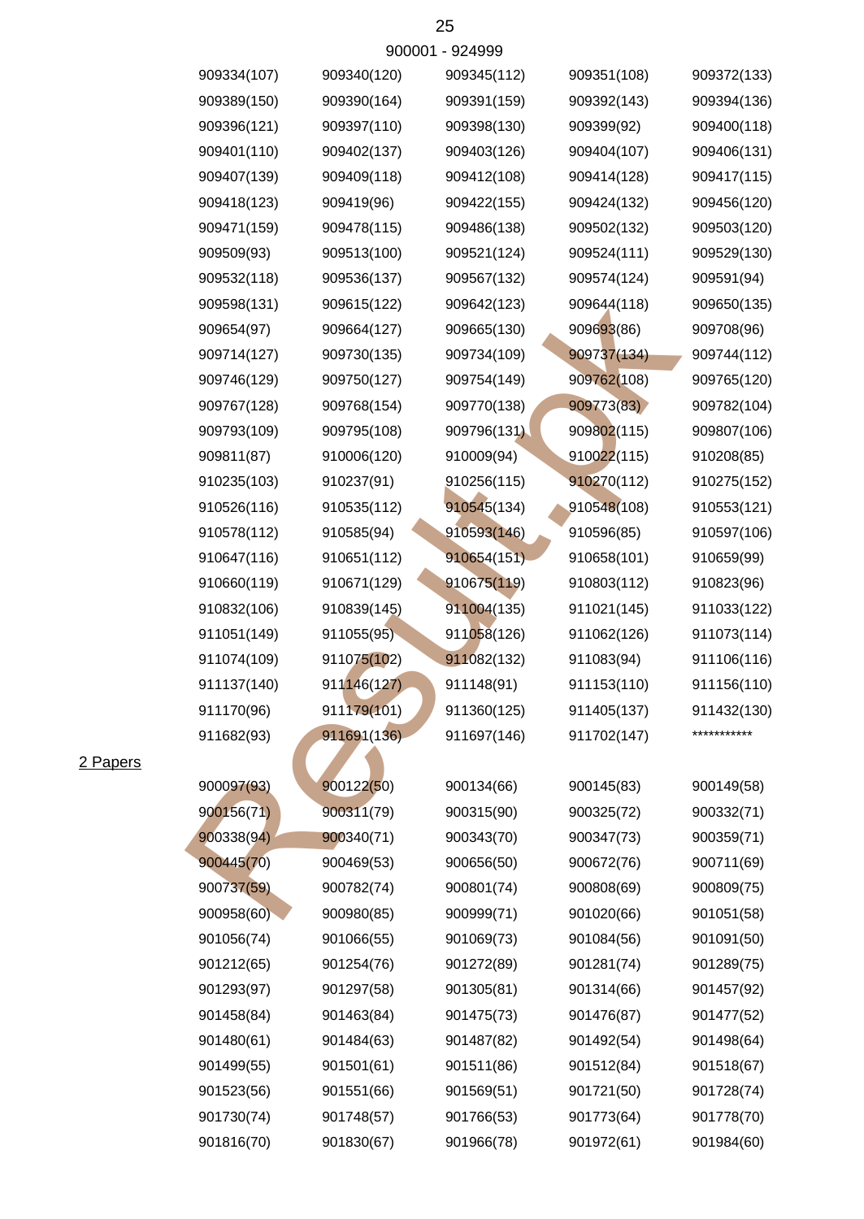900001 - 924999

| | | | | |
|---|---|---|---|---|
| 909334(107) | 909340(120) | 909345(112) | 909351(108) | 909372(133) |
| 909389(150) | 909390(164) | 909391(159) | 909392(143) | 909394(136) |
| 909396(121) | 909397(110) | 909398(130) | 909399(92) | 909400(118) |
| 909401(110) | 909402(137) | 909403(126) | 909404(107) | 909406(131) |
| 909407(139) | 909409(118) | 909412(108) | 909414(128) | 909417(115) |
| 909418(123) | 909419(96) | 909422(155) | 909424(132) | 909456(120) |
| 909471(159) | 909478(115) | 909486(138) | 909502(132) | 909503(120) |
| 909509(93) | 909513(100) | 909521(124) | 909524(111) | 909529(130) |
| 909532(118) | 909536(137) | 909567(132) | 909574(124) | 909591(94) |
| 909598(131) | 909615(122) | 909642(123) | 909644(118) | 909650(135) |
| 909654(97) | 909664(127) | 909665(130) | 909693(86) | 909708(96) |
| 909714(127) | 909730(135) | 909734(109) | 909737(134) | 909744(112) |
| 909746(129) | 909750(127) | 909754(149) | 909762(108) | 909765(120) |
| 909767(128) | 909768(154) | 909770(138) | 909773(83) | 909782(104) |
| 909793(109) | 909795(108) | 909796(131) | 909802(115) | 909807(106) |
| 909811(87) | 910006(120) | 910009(94) | 910022(115) | 910208(85) |
| 910235(103) | 910237(91) | 910256(115) | 910270(112) | 910275(152) |
| 910526(116) | 910535(112) | 910545(134) | 910548(108) | 910553(121) |
| 910578(112) | 910585(94) | 910593(146) | 910596(85) | 910597(106) |
| 910647(116) | 910651(112) | 910654(151) | 910658(101) | 910659(99) |
| 910660(119) | 910671(129) | 910675(119) | 910803(112) | 910823(96) |
| 910832(106) | 910839(145) | 911004(135) | 911021(145) | 911033(122) |
| 911051(149) | 911055(95) | 911058(126) | 911062(126) | 911073(114) |
| 911074(109) | 911075(102) | 911082(132) | 911083(94) | 911106(116) |
| 911137(140) | 911146(127) | 911148(91) | 911153(110) | 911156(110) |
| 911170(96) | 911179(101) | 911360(125) | 911405(137) | 911432(130) |
| 911682(93) | 911691(136) | 911697(146) | 911702(147) | *********** |

2 Papers

| | | | | |
|---|---|---|---|---|
| 900097(93) | 900122(50) | 900134(66) | 900145(83) | 900149(58) |
| 900156(71) | 900311(79) | 900315(90) | 900325(72) | 900332(71) |
| 900338(94) | 900340(71) | 900343(70) | 900347(73) | 900359(71) |
| 900445(70) | 900469(53) | 900656(50) | 900672(76) | 900711(69) |
| 900737(59) | 900782(74) | 900801(74) | 900808(69) | 900809(75) |
| 900958(60) | 900980(85) | 900999(71) | 901020(66) | 901051(58) |
| 901056(74) | 901066(55) | 901069(73) | 901084(56) | 901091(50) |
| 901212(65) | 901254(76) | 901272(89) | 901281(74) | 901289(75) |
| 901293(97) | 901297(58) | 901305(81) | 901314(66) | 901457(92) |
| 901458(84) | 901463(84) | 901475(73) | 901476(87) | 901477(52) |
| 901480(61) | 901484(63) | 901487(82) | 901492(54) | 901498(64) |
| 901499(55) | 901501(61) | 901511(86) | 901512(84) | 901518(67) |
| 901523(56) | 901551(66) | 901569(51) | 901721(50) | 901728(74) |
| 901730(74) | 901748(57) | 901766(53) | 901773(64) | 901778(70) |
| 901816(70) | 901830(67) | 901966(78) | 901972(61) | 901984(60) |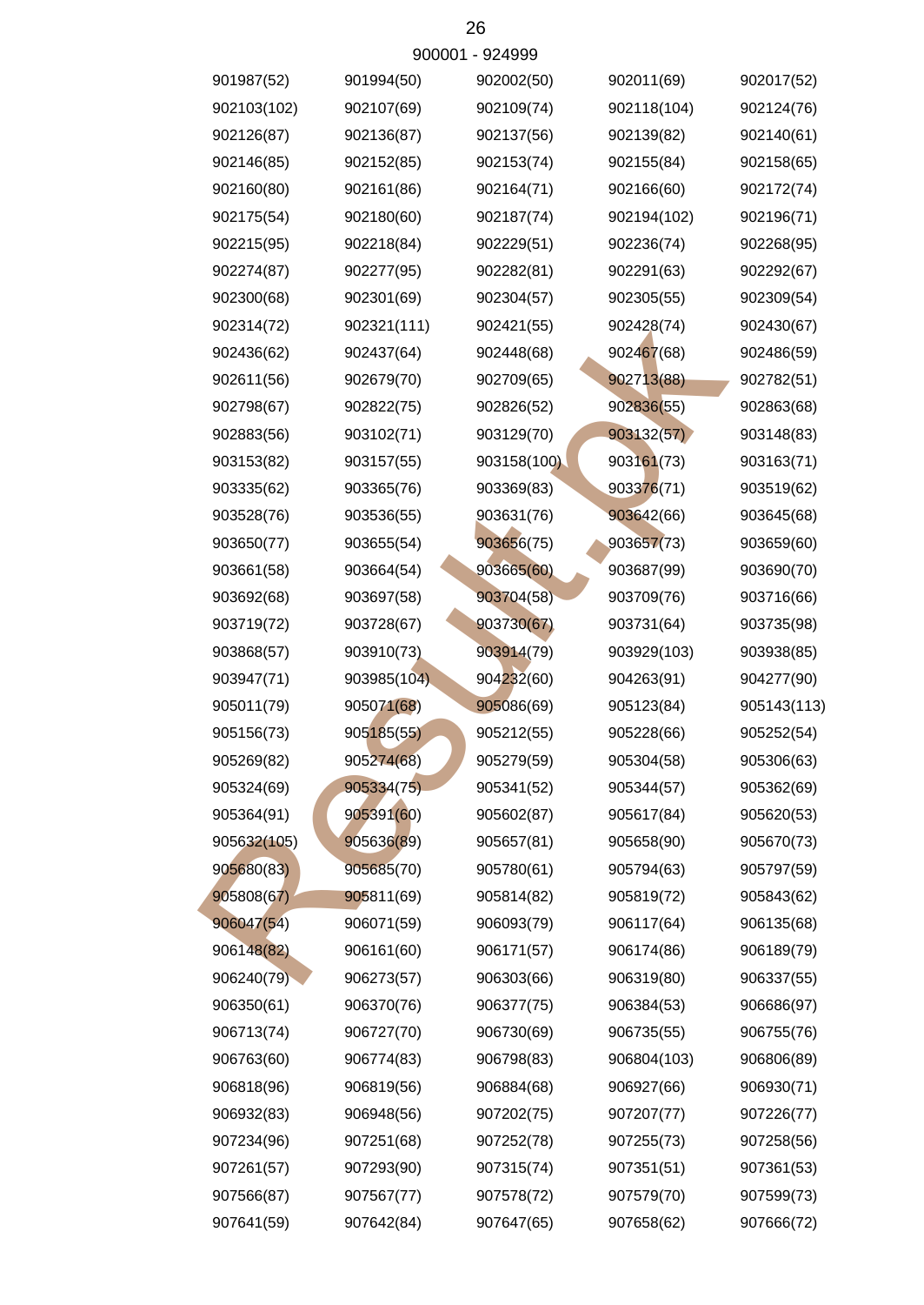900001 - 924999

| | | | | |
|---|---|---|---|---|
| 901987(52) | 901994(50) | 902002(50) | 902011(69) | 902017(52) |
| 902103(102) | 902107(69) | 902109(74) | 902118(104) | 902124(76) |
| 902126(87) | 902136(87) | 902137(56) | 902139(82) | 902140(61) |
| 902146(85) | 902152(85) | 902153(74) | 902155(84) | 902158(65) |
| 902160(80) | 902161(86) | 902164(71) | 902166(60) | 902172(74) |
| 902175(54) | 902180(60) | 902187(74) | 902194(102) | 902196(71) |
| 902215(95) | 902218(84) | 902229(51) | 902236(74) | 902268(95) |
| 902274(87) | 902277(95) | 902282(81) | 902291(63) | 902292(67) |
| 902300(68) | 902301(69) | 902304(57) | 902305(55) | 902309(54) |
| 902314(72) | 902321(111) | 902421(55) | 902428(74) | 902430(67) |
| 902436(62) | 902437(64) | 902448(68) | 902467(68) | 902486(59) |
| 902611(56) | 902679(70) | 902709(65) | 902713(88) | 902782(51) |
| 902798(67) | 902822(75) | 902826(52) | 902836(55) | 902863(68) |
| 902883(56) | 903102(71) | 903129(70) | 903132(57) | 903148(83) |
| 903153(82) | 903157(55) | 903158(100) | 903161(73) | 903163(71) |
| 903335(62) | 903365(76) | 903369(83) | 903376(71) | 903519(62) |
| 903528(76) | 903536(55) | 903631(76) | 903642(66) | 903645(68) |
| 903650(77) | 903655(54) | 903656(75) | 903657(73) | 903659(60) |
| 903661(58) | 903664(54) | 903665(60) | 903687(99) | 903690(70) |
| 903692(68) | 903697(58) | 903704(58) | 903709(76) | 903716(66) |
| 903719(72) | 903728(67) | 903730(67) | 903731(64) | 903735(98) |
| 903868(57) | 903910(73) | 903914(79) | 903929(103) | 903938(85) |
| 903947(71) | 903985(104) | 904232(60) | 904263(91) | 904277(90) |
| 905011(79) | 905071(68) | 905086(69) | 905123(84) | 905143(113) |
| 905156(73) | 905185(55) | 905212(55) | 905228(66) | 905252(54) |
| 905269(82) | 905274(68) | 905279(59) | 905304(58) | 905306(63) |
| 905324(69) | 905334(75) | 905341(52) | 905344(57) | 905362(69) |
| 905364(91) | 905391(60) | 905602(87) | 905617(84) | 905620(53) |
| 905632(105) | 905636(89) | 905657(81) | 905658(90) | 905670(73) |
| 905680(83) | 905685(70) | 905780(61) | 905794(63) | 905797(59) |
| 905808(67) | 905811(69) | 905814(82) | 905819(72) | 905843(62) |
| 906047(54) | 906071(59) | 906093(79) | 906117(64) | 906135(68) |
| 906148(82) | 906161(60) | 906171(57) | 906174(86) | 906189(79) |
| 906240(79) | 906273(57) | 906303(66) | 906319(80) | 906337(55) |
| 906350(61) | 906370(76) | 906377(75) | 906384(53) | 906686(97) |
| 906713(74) | 906727(70) | 906730(69) | 906735(55) | 906755(76) |
| 906763(60) | 906774(83) | 906798(83) | 906804(103) | 906806(89) |
| 906818(96) | 906819(56) | 906884(68) | 906927(66) | 906930(71) |
| 906932(83) | 906948(56) | 907202(75) | 907207(77) | 907226(77) |
| 907234(96) | 907251(68) | 907252(78) | 907255(73) | 907258(56) |
| 907261(57) | 907293(90) | 907315(74) | 907351(51) | 907361(53) |
| 907566(87) | 907567(77) | 907578(72) | 907579(70) | 907599(73) |
| 907641(59) | 907642(84) | 907647(65) | 907658(62) | 907666(72) |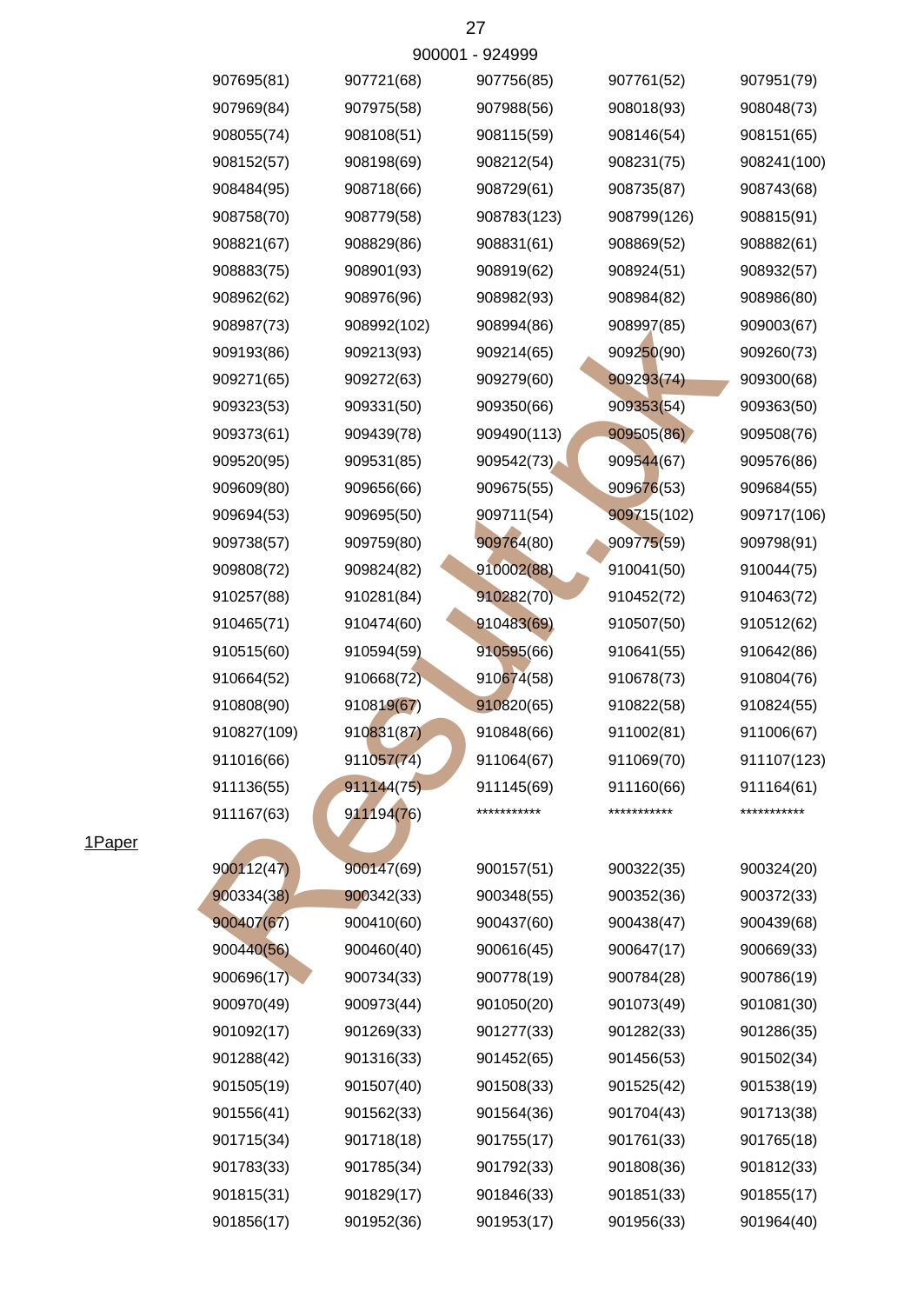900001 - 924999

| | | | | |
|---|---|---|---|---|
| 907695(81) | 907721(68) | 907756(85) | 907761(52) | 907951(79) |
| 907969(84) | 907975(58) | 907988(56) | 908018(93) | 908048(73) |
| 908055(74) | 908108(51) | 908115(59) | 908146(54) | 908151(65) |
| 908152(57) | 908198(69) | 908212(54) | 908231(75) | 908241(100) |
| 908484(95) | 908718(66) | 908729(61) | 908735(87) | 908743(68) |
| 908758(70) | 908779(58) | 908783(123) | 908799(126) | 908815(91) |
| 908821(67) | 908829(86) | 908831(61) | 908869(52) | 908882(61) |
| 908883(75) | 908901(93) | 908919(62) | 908924(51) | 908932(57) |
| 908962(62) | 908976(96) | 908982(93) | 908984(82) | 908986(80) |
| 908987(73) | 908992(102) | 908994(86) | 908997(85) | 909003(67) |
| 909193(86) | 909213(93) | 909214(65) | 909250(90) | 909260(73) |
| 909271(65) | 909272(63) | 909279(60) | 909293(74) | 909300(68) |
| 909323(53) | 909331(50) | 909350(66) | 909353(54) | 909363(50) |
| 909373(61) | 909439(78) | 909490(113) | 909505(86) | 909508(76) |
| 909520(95) | 909531(85) | 909542(73) | 909544(67) | 909576(86) |
| 909609(80) | 909656(66) | 909675(55) | 909676(53) | 909684(55) |
| 909694(53) | 909695(50) | 909711(54) | 909715(102) | 909717(106) |
| 909738(57) | 909759(80) | 909764(80) | 909775(59) | 909798(91) |
| 909808(72) | 909824(82) | 910002(88) | 910041(50) | 910044(75) |
| 910257(88) | 910281(84) | 910282(70) | 910452(72) | 910463(72) |
| 910465(71) | 910474(60) | 910483(69) | 910507(50) | 910512(62) |
| 910515(60) | 910594(59) | 910595(66) | 910641(55) | 910642(86) |
| 910664(52) | 910668(72) | 910674(58) | 910678(73) | 910804(76) |
| 910808(90) | 910819(67) | 910820(65) | 910822(58) | 910824(55) |
| 910827(109) | 910831(87) | 910848(66) | 911002(81) | 911006(67) |
| 911016(66) | 911057(74) | 911064(67) | 911069(70) | 911107(123) |
| 911136(55) | 911144(75) | 911145(69) | 911160(66) | 911164(61) |
| 911167(63) | 911194(76) | *********** | *********** | *********** |

1Paper

| | | | | |
|---|---|---|---|---|
| 900112(47) | 900147(69) | 900157(51) | 900322(35) | 900324(20) |
| 900334(38) | 900342(33) | 900348(55) | 900352(36) | 900372(33) |
| 900407(67) | 900410(60) | 900437(60) | 900438(47) | 900439(68) |
| 900440(56) | 900460(40) | 900616(45) | 900647(17) | 900669(33) |
| 900696(17) | 900734(33) | 900778(19) | 900784(28) | 900786(19) |
| 900970(49) | 900973(44) | 901050(20) | 901073(49) | 901081(30) |
| 901092(17) | 901269(33) | 901277(33) | 901282(33) | 901286(35) |
| 901288(42) | 901316(33) | 901452(65) | 901456(53) | 901502(34) |
| 901505(19) | 901507(40) | 901508(33) | 901525(42) | 901538(19) |
| 901556(41) | 901562(33) | 901564(36) | 901704(43) | 901713(38) |
| 901715(34) | 901718(18) | 901755(17) | 901761(33) | 901765(18) |
| 901783(33) | 901785(34) | 901792(33) | 901808(36) | 901812(33) |
| 901815(31) | 901829(17) | 901846(33) | 901851(33) | 901855(17) |
| 901856(17) | 901952(36) | 901953(17) | 901956(33) | 901964(40) |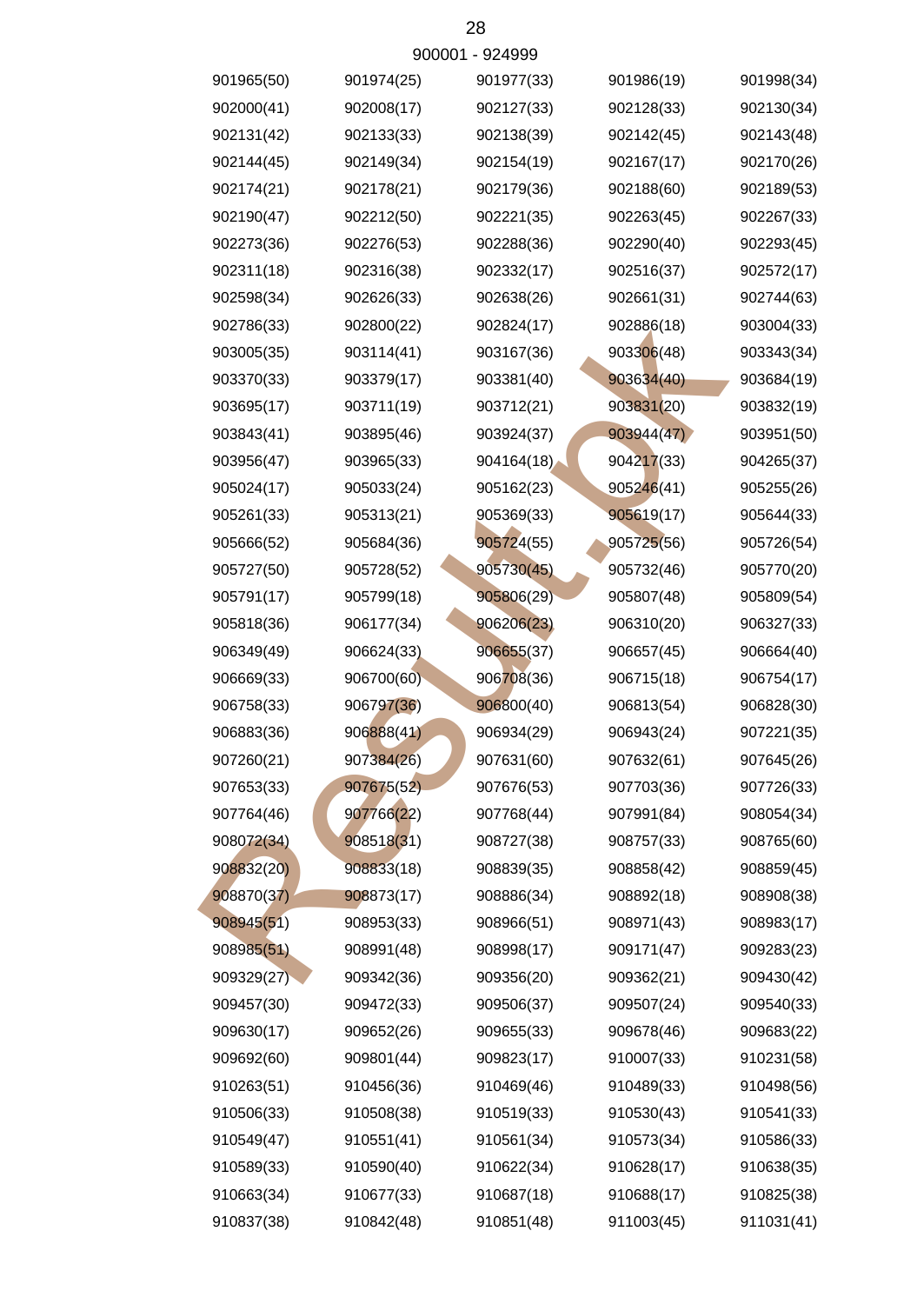900001 - 924999

| | | | | |
|---|---|---|---|---|
| 901965(50) | 901974(25) | 901977(33) | 901986(19) | 901998(34) |
| 902000(41) | 902008(17) | 902127(33) | 902128(33) | 902130(34) |
| 902131(42) | 902133(33) | 902138(39) | 902142(45) | 902143(48) |
| 902144(45) | 902149(34) | 902154(19) | 902167(17) | 902170(26) |
| 902174(21) | 902178(21) | 902179(36) | 902188(60) | 902189(53) |
| 902190(47) | 902212(50) | 902221(35) | 902263(45) | 902267(33) |
| 902273(36) | 902276(53) | 902288(36) | 902290(40) | 902293(45) |
| 902311(18) | 902316(38) | 902332(17) | 902516(37) | 902572(17) |
| 902598(34) | 902626(33) | 902638(26) | 902661(31) | 902744(63) |
| 902786(33) | 902800(22) | 902824(17) | 902886(18) | 903004(33) |
| 903005(35) | 903114(41) | 903167(36) | 903306(48) | 903343(34) |
| 903370(33) | 903379(17) | 903381(40) | 903634(40) | 903684(19) |
| 903695(17) | 903711(19) | 903712(21) | 903831(20) | 903832(19) |
| 903843(41) | 903895(46) | 903924(37) | 903944(47) | 903951(50) |
| 903956(47) | 903965(33) | 904164(18) | 904217(33) | 904265(37) |
| 905024(17) | 905033(24) | 905162(23) | 905246(41) | 905255(26) |
| 905261(33) | 905313(21) | 905369(33) | 905619(17) | 905644(33) |
| 905666(52) | 905684(36) | 905724(55) | 905725(56) | 905726(54) |
| 905727(50) | 905728(52) | 905730(45) | 905732(46) | 905770(20) |
| 905791(17) | 905799(18) | 905806(29) | 905807(48) | 905809(54) |
| 905818(36) | 906177(34) | 906206(23) | 906310(20) | 906327(33) |
| 906349(49) | 906624(33) | 906655(37) | 906657(45) | 906664(40) |
| 906669(33) | 906700(60) | 906708(36) | 906715(18) | 906754(17) |
| 906758(33) | 906797(36) | 906800(40) | 906813(54) | 906828(30) |
| 906883(36) | 906888(41) | 906934(29) | 906943(24) | 907221(35) |
| 907260(21) | 907384(26) | 907631(60) | 907632(61) | 907645(26) |
| 907653(33) | 907675(52) | 907676(53) | 907703(36) | 907726(33) |
| 907764(46) | 907766(22) | 907768(44) | 907991(84) | 908054(34) |
| 908072(34) | 908518(31) | 908727(38) | 908757(33) | 908765(60) |
| 908832(20) | 908833(18) | 908839(35) | 908858(42) | 908859(45) |
| 908870(37) | 908873(17) | 908886(34) | 908892(18) | 908908(38) |
| 908945(51) | 908953(33) | 908966(51) | 908971(43) | 908983(17) |
| 908985(51) | 908991(48) | 908998(17) | 909171(47) | 909283(23) |
| 909329(27) | 909342(36) | 909356(20) | 909362(21) | 909430(42) |
| 909457(30) | 909472(33) | 909506(37) | 909507(24) | 909540(33) |
| 909630(17) | 909652(26) | 909655(33) | 909678(46) | 909683(22) |
| 909692(60) | 909801(44) | 909823(17) | 910007(33) | 910231(58) |
| 910263(51) | 910456(36) | 910469(46) | 910489(33) | 910498(56) |
| 910506(33) | 910508(38) | 910519(33) | 910530(43) | 910541(33) |
| 910549(47) | 910551(41) | 910561(34) | 910573(34) | 910586(33) |
| 910589(33) | 910590(40) | 910622(34) | 910628(17) | 910638(35) |
| 910663(34) | 910677(33) | 910687(18) | 910688(17) | 910825(38) |
| 910837(38) | 910842(48) | 910851(48) | 911003(45) | 911031(41) |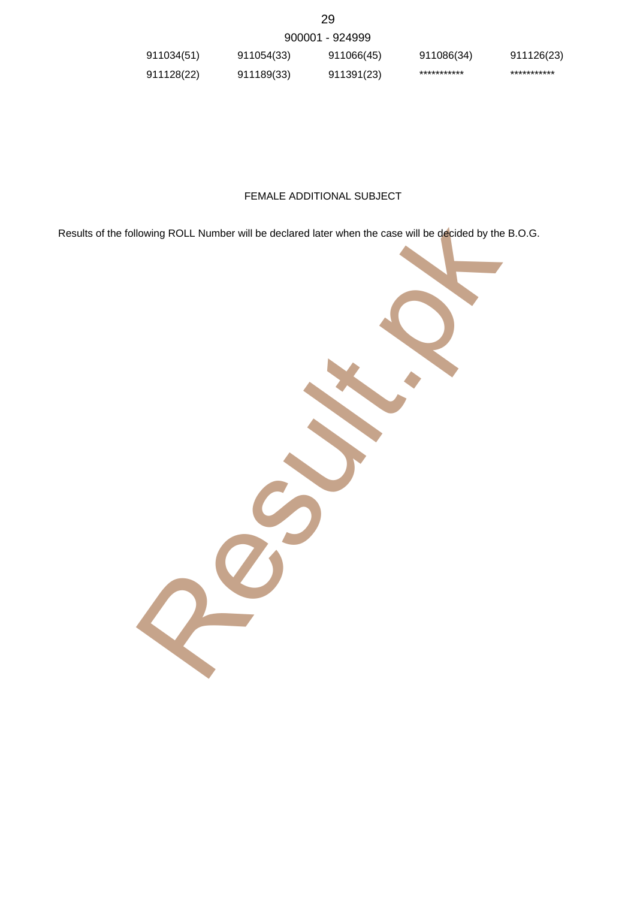900001 - 924999

| | | | | |
|---|---|---|---|---|
| 911034(51) | 911054(33) | 911066(45) | 911086(34) | 911126(23) |
| 911128(22) | 911189(33) | 911391(23) | *********** | *********** |

FEMALE ADDITIONAL SUBJECT

Results of the following ROLL Number will be declared later when the case will be decided by the B.O.G.